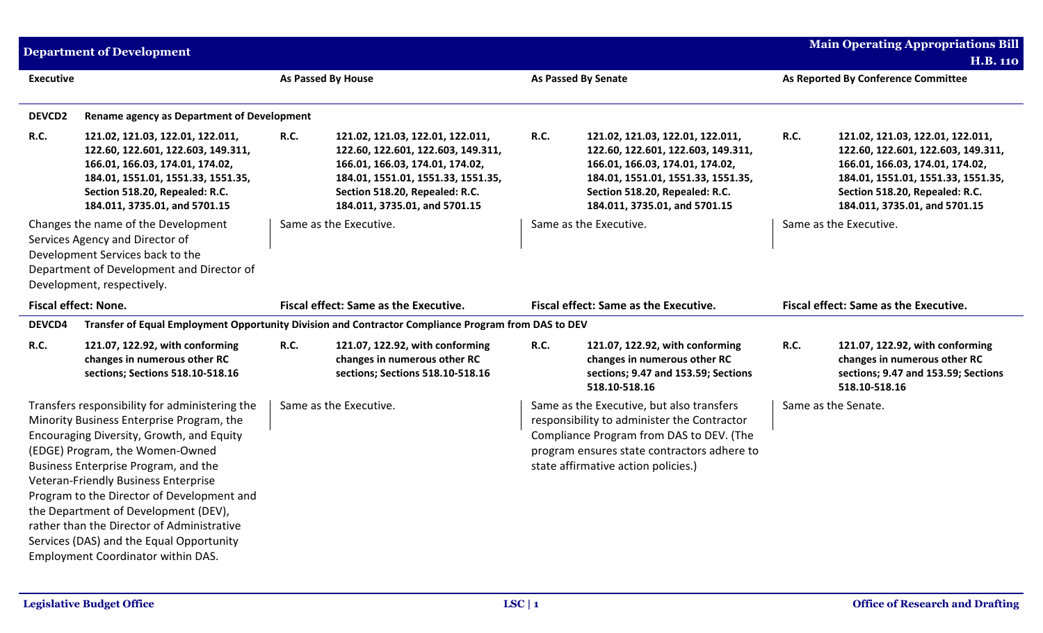# Department of Development

## Main Operating Appropriations Bill H.B. 110

| Executive | As Passed By House | As Passed By Senate | As Reported By Conference Committee |
|---|---|---|---|
| **DEVCD2 Rename agency as Department of Development** | | | |
| **R.C.** **121.02, 121.03, 122.01, 122.011, 122.60, 122.601, 122.603, 149.311, 166.01, 166.03, 174.01, 174.02, 184.01, 1551.01, 1551.33, 1551.35, Section 518.20, Repealed: R.C. 184.011, 3735.01, and 5701.15** | **R.C.** **121.02, 121.03, 122.01, 122.011, 122.60, 122.601, 122.603, 149.311, 166.01, 166.03, 174.01, 174.02, 184.01, 1551.01, 1551.33, 1551.35, Section 518.20, Repealed: R.C. 184.011, 3735.01, and 5701.15** | **R.C.** **121.02, 121.03, 122.01, 122.011, 122.60, 122.601, 122.603, 149.311, 166.01, 166.03, 174.01, 174.02, 184.01, 1551.01, 1551.33, 1551.35, Section 518.20, Repealed: R.C. 184.011, 3735.01, and 5701.15** | **R.C.** **121.02, 121.03, 122.01, 122.011, 122.60, 122.601, 122.603, 149.311, 166.01, 166.03, 174.01, 174.02, 184.01, 1551.01, 1551.33, 1551.35, Section 518.20, Repealed: R.C. 184.011, 3735.01, and 5701.15** |
| Changes the name of the Development Services Agency and Director of Development Services back to the Department of Development and Director of Development, respectively. | Same as the Executive. | Same as the Executive. | Same as the Executive. |
| **Fiscal effect: None.** | **Fiscal effect: Same as the Executive.** | **Fiscal effect: Same as the Executive.** | **Fiscal effect: Same as the Executive.** |
| **DEVCD4 Transfer of Equal Employment Opportunity Division and Contractor Compliance Program from DAS to DEV** | | | |
| **R.C.** **121.07, 122.92, with conforming changes in numerous other RC sections; Sections 518.10-518.16** | **R.C.** **121.07, 122.92, with conforming changes in numerous other RC sections; Sections 518.10-518.16** | **R.C.** **121.07, 122.92, with conforming changes in numerous other RC sections; 9.47 and 153.59; Sections 518.10-518.16** | **R.C.** **121.07, 122.92, with conforming changes in numerous other RC sections; 9.47 and 153.59; Sections 518.10-518.16** |
| Transfers responsibility for administering the Minority Business Enterprise Program, the Encouraging Diversity, Growth, and Equity (EDGE) Program, the Women-Owned Business Enterprise Program, and the Veteran-Friendly Business Enterprise Program to the Director of Development and the Department of Development (DEV), rather than the Director of Administrative Services (DAS) and the Equal Opportunity Employment Coordinator within DAS. | Same as the Executive. | Same as the Executive, but also transfers responsibility to administer the Contractor Compliance Program from DAS to DEV. (The program ensures state contractors adhere to state affirmative action policies.) | Same as the Senate. |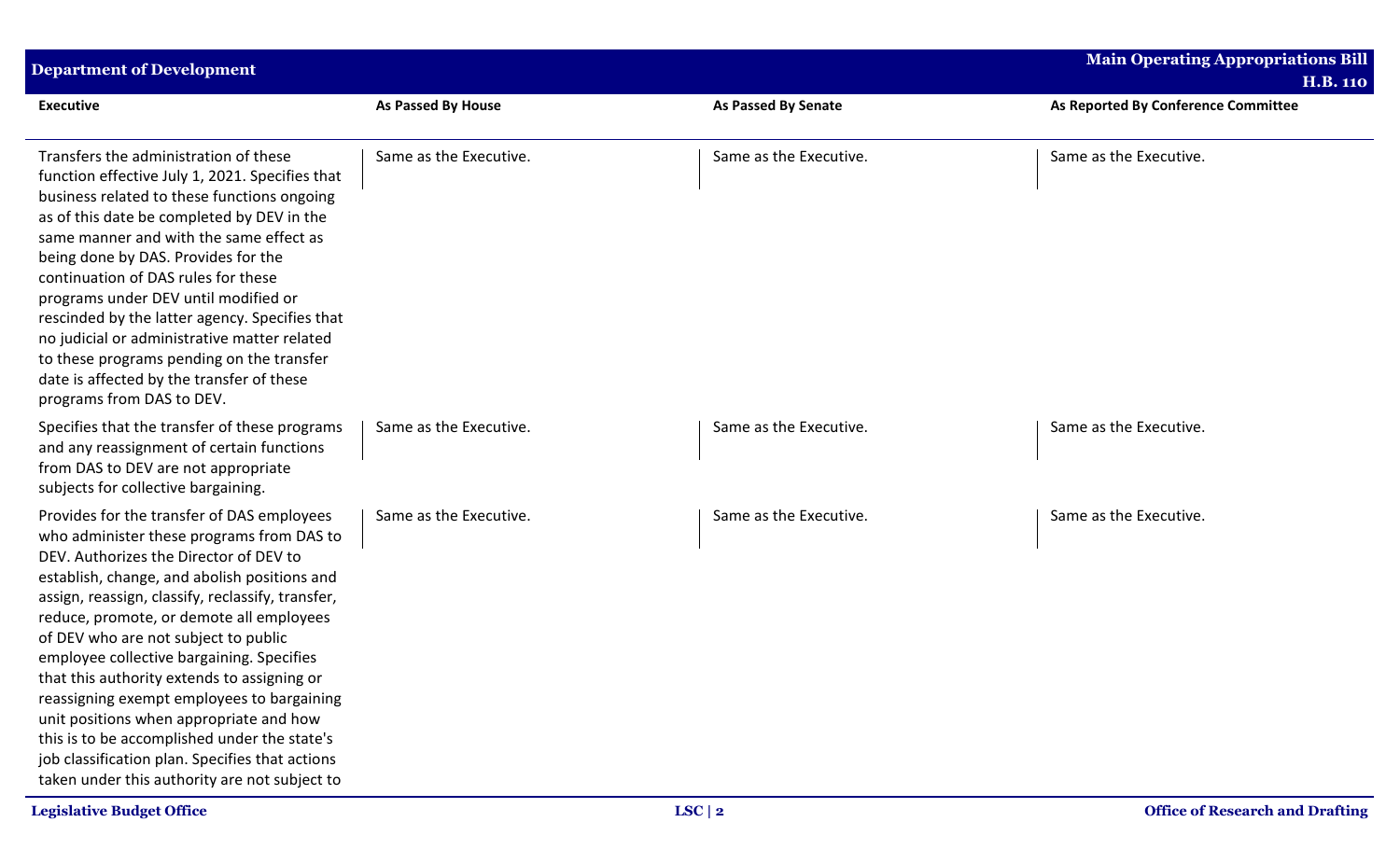| Executive | As Passed By House | As Passed By Senate | As Reported By Conference Committee |
|---|---|---|---|
| Transfers the administration of these function effective July 1, 2021. Specifies that business related to these functions ongoing as of this date be completed by DEV in the same manner and with the same effect as being done by DAS. Provides for the continuation of DAS rules for these programs under DEV until modified or rescinded by the latter agency. Specifies that no judicial or administrative matter related to these programs pending on the transfer date is affected by the transfer of these programs from DAS to DEV. | Same as the Executive. | Same as the Executive. | Same as the Executive. |
| Specifies that the transfer of these programs and any reassignment of certain functions from DAS to DEV are not appropriate subjects for collective bargaining. | Same as the Executive. | Same as the Executive. | Same as the Executive. |
| Provides for the transfer of DAS employees who administer these programs from DAS to DEV. Authorizes the Director of DEV to establish, change, and abolish positions and assign, reassign, classify, reclassify, transfer, reduce, promote, or demote all employees of DEV who are not subject to public employee collective bargaining. Specifies that this authority extends to assigning or reassigning exempt employees to bargaining unit positions when appropriate and how this is to be accomplished under the state's job classification plan. Specifies that actions taken under this authority are not subject to | Same as the Executive. | Same as the Executive. | Same as the Executive. |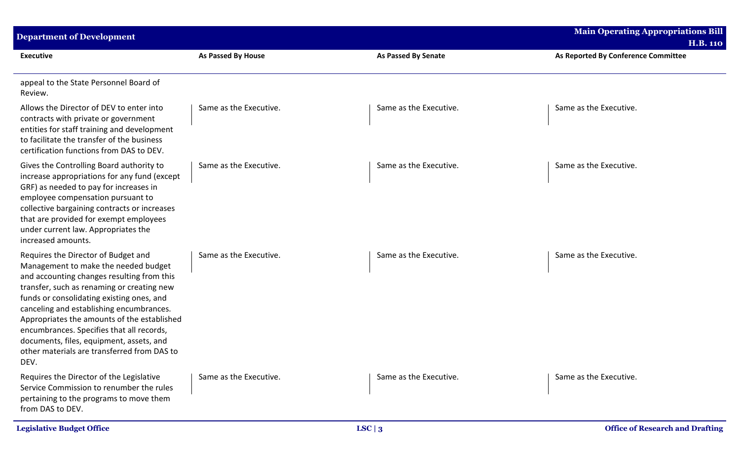| Executive | As Passed By House | As Passed By Senate | As Reported By Conference Committee |
|---|---|---|---|
| appeal to the State Personnel Board of Review. | | | |
| Allows the Director of DEV to enter into contracts with private or government entities for staff training and development to facilitate the transfer of the business certification functions from DAS to DEV. | Same as the Executive. | Same as the Executive. | Same as the Executive. |
| Gives the Controlling Board authority to increase appropriations for any fund (except GRF) as needed to pay for increases in employee compensation pursuant to collective bargaining contracts or increases that are provided for exempt employees under current law. Appropriates the increased amounts. | Same as the Executive. | Same as the Executive. | Same as the Executive. |
| Requires the Director of Budget and Management to make the needed budget and accounting changes resulting from this transfer, such as renaming or creating new funds or consolidating existing ones, and canceling and establishing encumbrances. Appropriates the amounts of the established encumbrances. Specifies that all records, documents, files, equipment, assets, and other materials are transferred from DAS to DEV. | Same as the Executive. | Same as the Executive. | Same as the Executive. |
| Requires the Director of the Legislative Service Commission to renumber the rules pertaining to the programs to move them from DAS to DEV. | Same as the Executive. | Same as the Executive. | Same as the Executive. |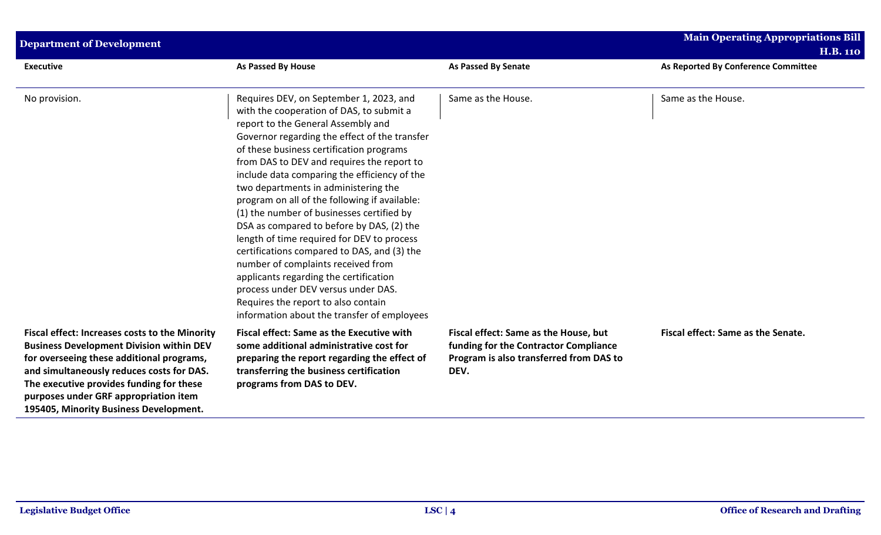| Executive | As Passed By House | As Passed By Senate | As Reported By Conference Committee |
|---|---|---|---|
| No provision. | Requires DEV, on September 1, 2023, and with the cooperation of DAS, to submit a report to the General Assembly and Governor regarding the effect of the transfer of these business certification programs from DAS to DEV and requires the report to include data comparing the efficiency of the two departments in administering the program on all of the following if available: (1) the number of businesses certified by DSA as compared to before by DAS, (2) the length of time required for DEV to process certifications compared to DAS, and (3) the number of complaints received from applicants regarding the certification process under DEV versus under DAS. Requires the report to also contain information about the transfer of employees | Same as the House. | Same as the House. |
| **Fiscal effect: Increases costs to the Minority Business Development Division within DEV for overseeing these additional programs, and simultaneously reduces costs for DAS. The executive provides funding for these purposes under GRF appropriation item 195405, Minority Business Development.** | **Fiscal effect: Same as the Executive with some additional administrative cost for preparing the report regarding the effect of transferring the business certification programs from DAS to DEV.** | **Fiscal effect: Same as the House, but funding for the Contractor Compliance Program is also transferred from DAS to DEV.** | **Fiscal effect: Same as the Senate.** |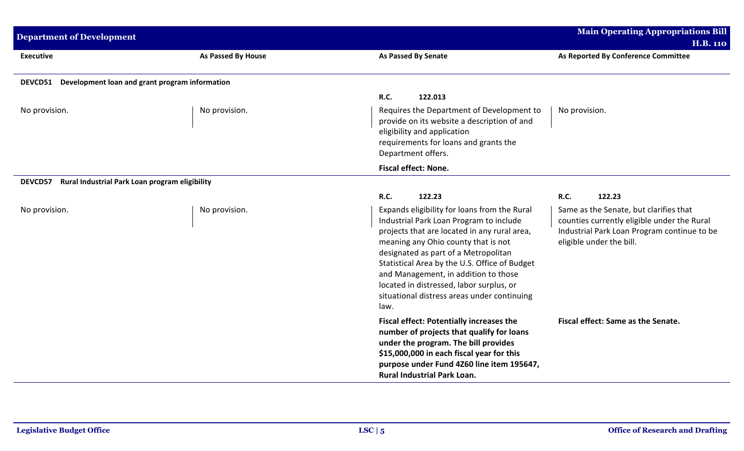| Executive | As Passed By House | As Passed By Senate | As Reported By Conference Committee |
|---|---|---|---|
| **DEVCD51 Development loan and grant program information** | | | |
| | | **R.C. 122.013** | |
| No provision. | No provision. | Requires the Department of Development to provide on its website a description of and eligibility and application requirements for loans and grants the Department offers. | No provision. |
| | | **Fiscal effect: None.** | |
| **DEVCD57 Rural Industrial Park Loan program eligibility** | | | |
| | | **R.C. 122.23** | **R.C. 122.23** |
| No provision. | No provision. | Expands eligibility for loans from the Rural Industrial Park Loan Program to include projects that are located in any rural area, meaning any Ohio county that is not designated as part of a Metropolitan Statistical Area by the U.S. Office of Budget and Management, in addition to those located in distressed, labor surplus, or situational distress areas under continuing law. | Same as the Senate, but clarifies that counties currently eligible under the Rural Industrial Park Loan Program continue to be eligible under the bill. |
| | | **Fiscal effect: Potentially increases the number of projects that qualify for loans under the program. The bill provides $15,000,000 in each fiscal year for this purpose under Fund 4Z60 line item 195647, Rural Industrial Park Loan.** | **Fiscal effect: Same as the Senate.** |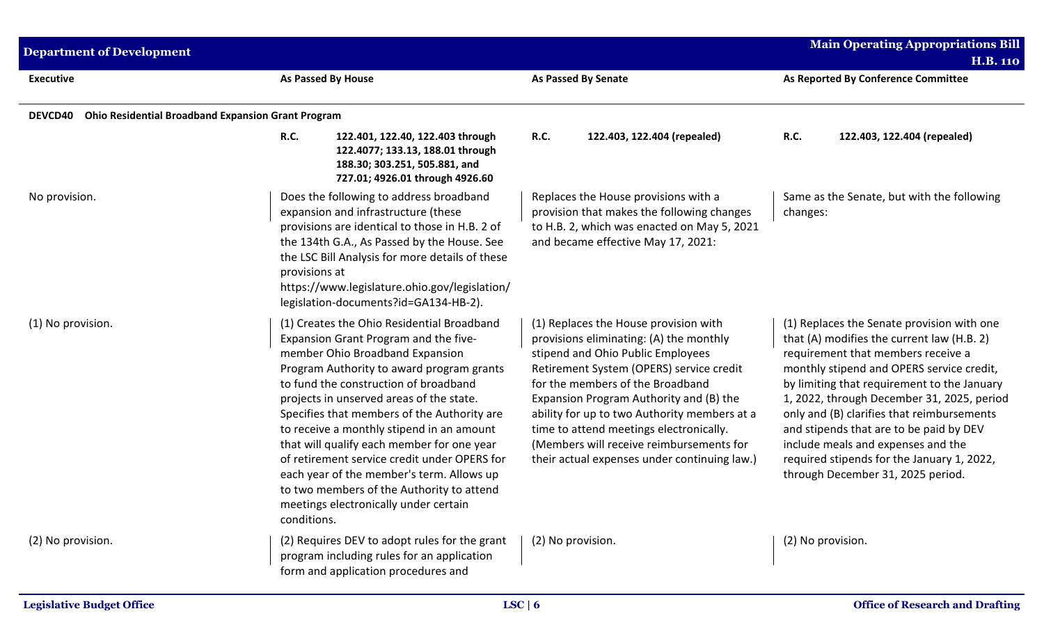| Executive | As Passed By House | As Passed By Senate | As Reported By Conference Committee |
|---|---|---|---|
| **DEVCD40 Ohio Residential Broadband Expansion Grant Program** | | | |
| | **R.C. 122.401, 122.40, 122.403 through 122.4077; 133.13, 188.01 through 188.30; 303.251, 505.881, and 727.01; 4926.01 through 4926.60** | **R.C. 122.403, 122.404 (repealed)** | **R.C. 122.403, 122.404 (repealed)** |
| No provision. | Does the following to address broadband expansion and infrastructure (these provisions are identical to those in H.B. 2 of the 134th G.A., As Passed by the House. See the LSC Bill Analysis for more details of these provisions at https://www.legislature.ohio.gov/legislation/legislation-documents?id=GA134-HB-2). | Replaces the House provisions with a provision that makes the following changes to H.B. 2, which was enacted on May 5, 2021 and became effective May 17, 2021: | Same as the Senate, but with the following changes: |
| (1) No provision. | (1) Creates the Ohio Residential Broadband Expansion Grant Program and the five-member Ohio Broadband Expansion Program Authority to award program grants to fund the construction of broadband projects in unserved areas of the state. Specifies that members of the Authority are to receive a monthly stipend in an amount that will qualify each member for one year of retirement service credit under OPERS for each year of the member's term. Allows up to two members of the Authority to attend meetings electronically under certain conditions. | (1) Replaces the House provision with provisions eliminating: (A) the monthly stipend and Ohio Public Employees Retirement System (OPERS) service credit for the members of the Broadband Expansion Program Authority and (B) the ability for up to two Authority members at a time to attend meetings electronically. (Members will receive reimbursements for their actual expenses under continuing law.) | (1) Replaces the Senate provision with one that (A) modifies the current law (H.B. 2) requirement that members receive a monthly stipend and OPERS service credit, by limiting that requirement to the January 1, 2022, through December 31, 2025, period only and (B) clarifies that reimbursements and stipends that are to be paid by DEV include meals and expenses and the required stipends for the January 1, 2022, through December 31, 2025 period. |
| (2) No provision. | (2) Requires DEV to adopt rules for the grant program including rules for an application form and application procedures and | (2) No provision. | (2) No provision. |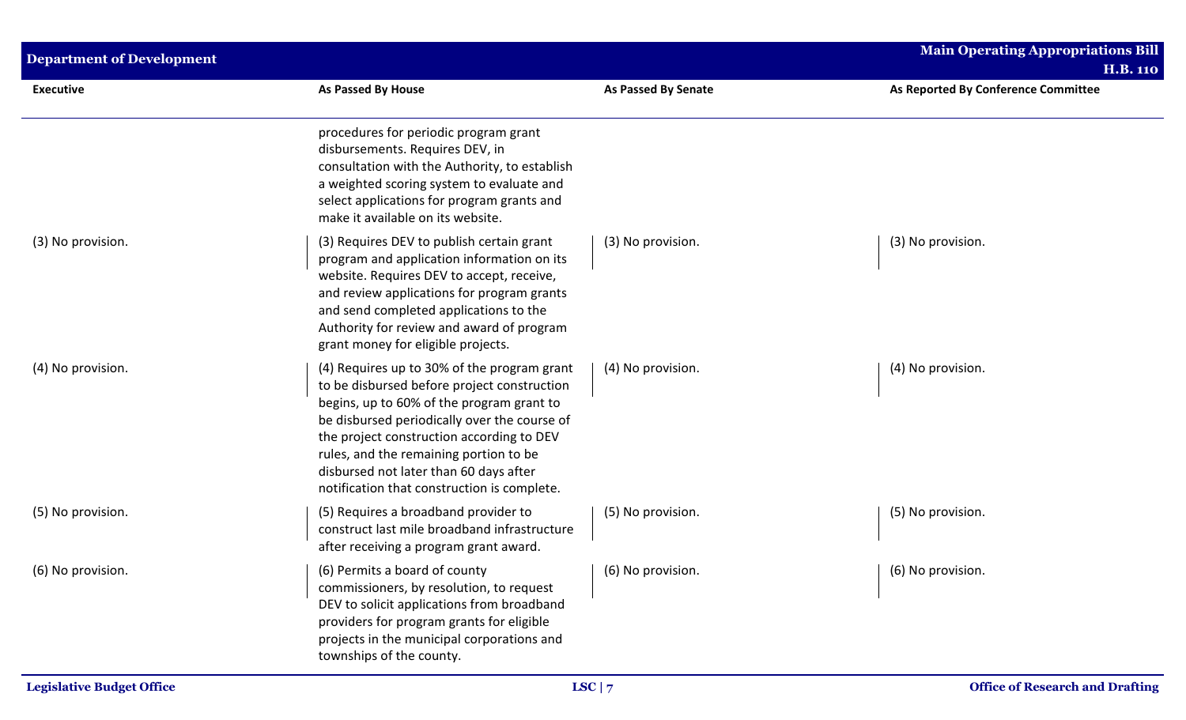| Executive | As Passed By House | As Passed By Senate | As Reported By Conference Committee |
|---|---|---|---|
| | procedures for periodic program grant disbursements. Requires DEV, in consultation with the Authority, to establish a weighted scoring system to evaluate and select applications for program grants and make it available on its website. | | |
| (3) No provision. | (3) Requires DEV to publish certain grant program and application information on its website. Requires DEV to accept, receive, and review applications for program grants and send completed applications to the Authority for review and award of program grant money for eligible projects. | (3) No provision. | (3) No provision. |
| (4) No provision. | (4) Requires up to 30% of the program grant to be disbursed before project construction begins, up to 60% of the program grant to be disbursed periodically over the course of the project construction according to DEV rules, and the remaining portion to be disbursed not later than 60 days after notification that construction is complete. | (4) No provision. | (4) No provision. |
| (5) No provision. | (5) Requires a broadband provider to construct last mile broadband infrastructure after receiving a program grant award. | (5) No provision. | (5) No provision. |
| (6) No provision. | (6) Permits a board of county commissioners, by resolution, to request DEV to solicit applications from broadband providers for program grants for eligible projects in the municipal corporations and townships of the county. | (6) No provision. | (6) No provision. |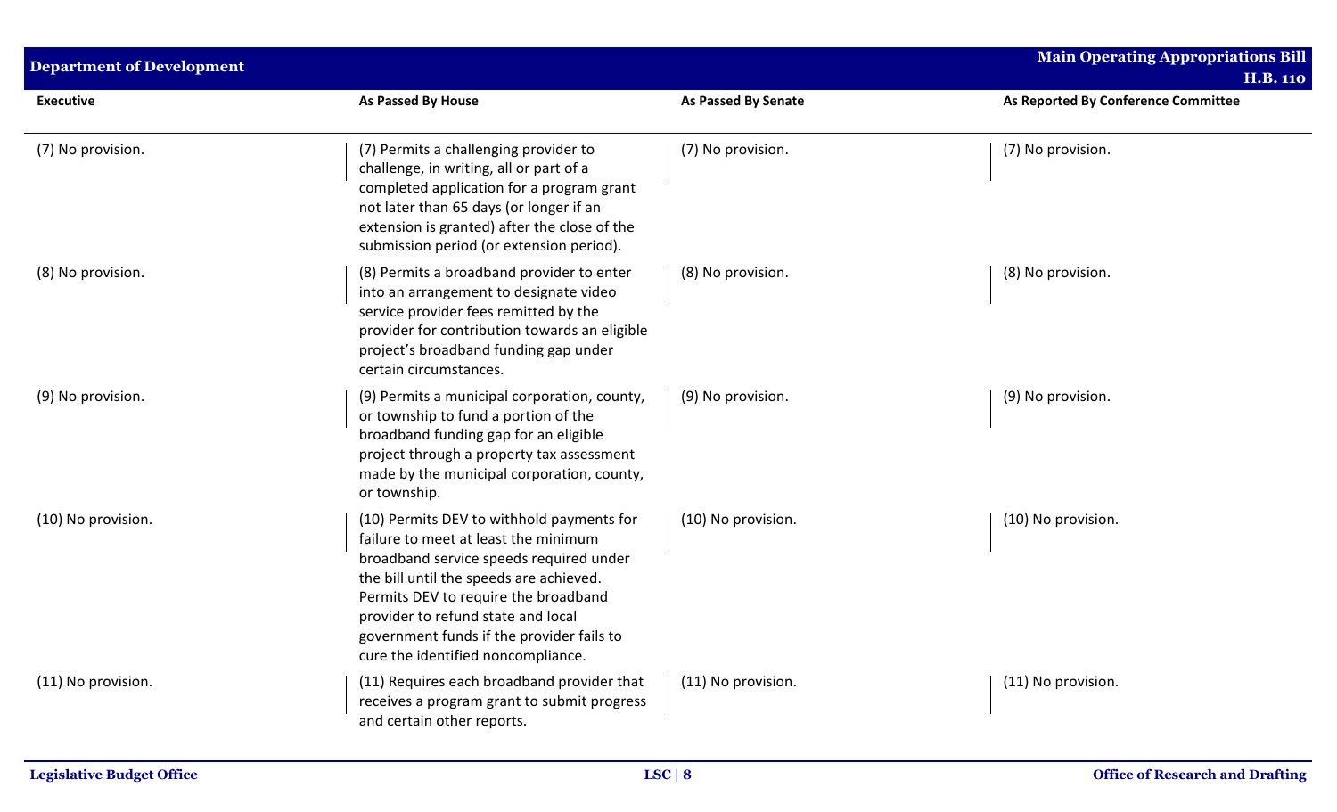| Executive | As Passed By House | As Passed By Senate | As Reported By Conference Committee |
|---|---|---|---|
| (7) No provision. | (7) Permits a challenging provider to challenge, in writing, all or part of a completed application for a program grant not later than 65 days (or longer if an extension is granted) after the close of the submission period (or extension period). | (7) No provision. | (7) No provision. |
| (8) No provision. | (8) Permits a broadband provider to enter into an arrangement to designate video service provider fees remitted by the provider for contribution towards an eligible project's broadband funding gap under certain circumstances. | (8) No provision. | (8) No provision. |
| (9) No provision. | (9) Permits a municipal corporation, county, or township to fund a portion of the broadband funding gap for an eligible project through a property tax assessment made by the municipal corporation, county, or township. | (9) No provision. | (9) No provision. |
| (10) No provision. | (10) Permits DEV to withhold payments for failure to meet at least the minimum broadband service speeds required under the bill until the speeds are achieved. Permits DEV to require the broadband provider to refund state and local government funds if the provider fails to cure the identified noncompliance. | (10) No provision. | (10) No provision. |
| (11) No provision. | (11) Requires each broadband provider that receives a program grant to submit progress and certain other reports. | (11) No provision. | (11) No provision. |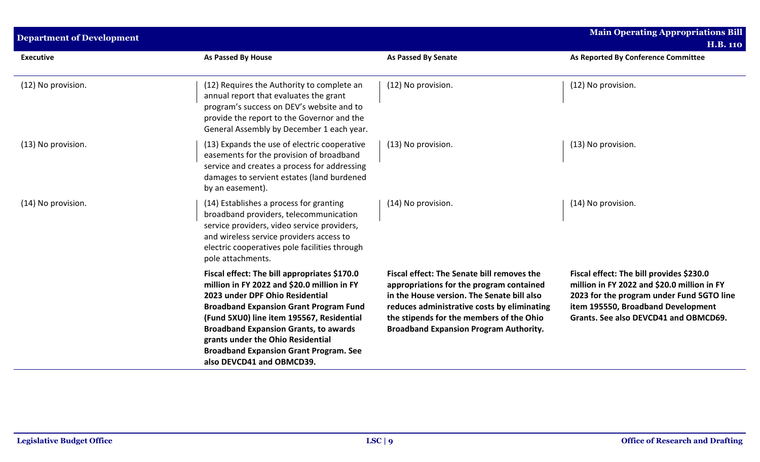| Executive | As Passed By House | As Passed By Senate | As Reported By Conference Committee |
|---|---|---|---|
| (12) No provision. | (12) Requires the Authority to complete an annual report that evaluates the grant program's success on DEV's website and to provide the report to the Governor and the General Assembly by December 1 each year. | (12) No provision. | (12) No provision. |
| (13) No provision. | (13) Expands the use of electric cooperative easements for the provision of broadband service and creates a process for addressing damages to servient estates (land burdened by an easement). | (13) No provision. | (13) No provision. |
| (14) No provision. | (14) Establishes a process for granting broadband providers, telecommunication service providers, video service providers, and wireless service providers access to electric cooperatives pole facilities through pole attachments. | (14) No provision. | (14) No provision. |
| | **Fiscal effect: The bill appropriates $170.0 million in FY 2022 and $20.0 million in FY 2023 under DPF Ohio Residential Broadband Expansion Grant Program Fund (Fund 5XU0) line item 195567, Residential Broadband Expansion Grants, to awards grants under the Ohio Residential Broadband Expansion Grant Program. See also DEVCD41 and OBMCD39.** | **Fiscal effect: The Senate bill removes the appropriations for the program contained in the House version. The Senate bill also reduces administrative costs by eliminating the stipends for the members of the Ohio Broadband Expansion Program Authority.** | **Fiscal effect: The bill provides $230.0 million in FY 2022 and $20.0 million in FY 2023 for the program under Fund 5GTO line item 195550, Broadband Development Grants. See also DEVCD41 and OBMCD69.** |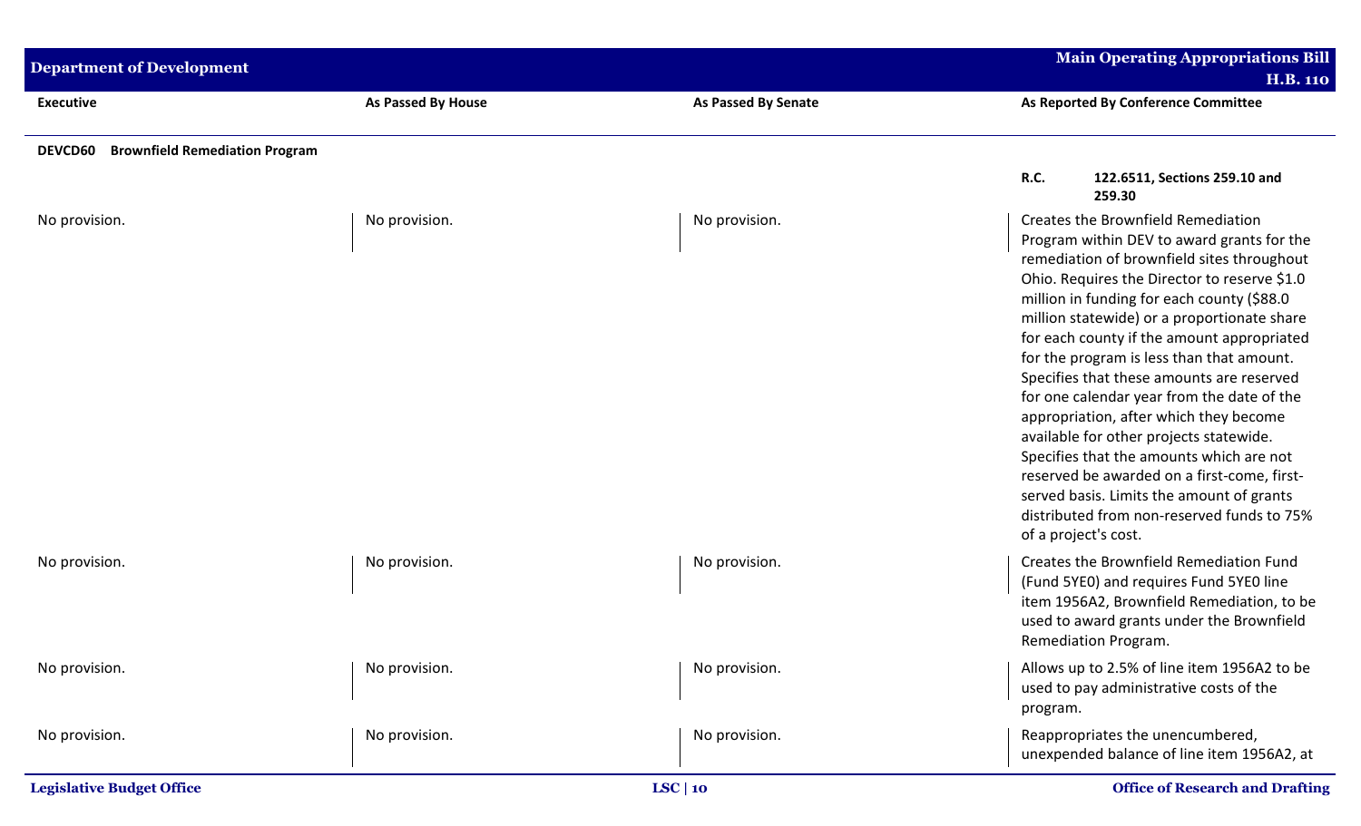| Executive | As Passed By House | As Passed By Senate | As Reported By Conference Committee |
|---|---|---|---|
| **DEVCD60 Brownfield Remediation Program** | | | |
| | | | **R.C. 122.6511, Sections 259.10 and 259.30** |
| No provision. | No provision. | No provision. | Creates the Brownfield Remediation Program within DEV to award grants for the remediation of brownfield sites throughout Ohio. Requires the Director to reserve $1.0 million in funding for each county ($88.0 million statewide) or a proportionate share for each county if the amount appropriated for the program is less than that amount. Specifies that these amounts are reserved for one calendar year from the date of the appropriation, after which they become available for other projects statewide. Specifies that the amounts which are not reserved be awarded on a first-come, first-served basis. Limits the amount of grants distributed from non-reserved funds to 75% of a project's cost. |
| No provision. | No provision. | No provision. | Creates the Brownfield Remediation Fund (Fund 5YE0) and requires Fund 5YE0 line item 1956A2, Brownfield Remediation, to be used to award grants under the Brownfield Remediation Program. |
| No provision. | No provision. | No provision. | Allows up to 2.5% of line item 1956A2 to be used to pay administrative costs of the program. |
| No provision. | No provision. | No provision. | Reappropriates the unencumbered, unexpended balance of line item 1956A2, at |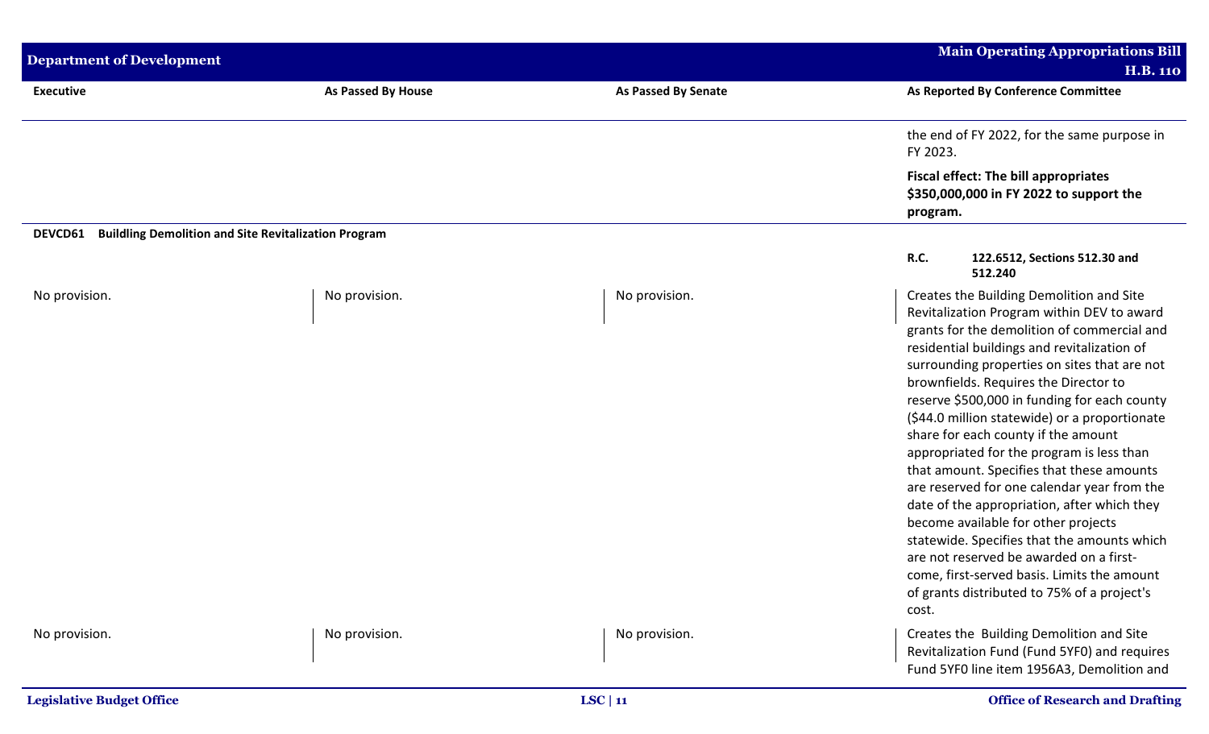| Executive | As Passed By House | As Passed By Senate | As Reported By Conference Committee |
|---|---|---|---|
| | | | the end of FY 2022, for the same purpose in FY 2023. |
| | | | **Fiscal effect: The bill appropriates $350,000,000 in FY 2022 to support the program.** |
| **DEVCD61 Building Demolition and Site Revitalization Program** | | | |
| | | | **R.C. 122.6512, Sections 512.30 and 512.240** |
| No provision. | No provision. | No provision. | Creates the Building Demolition and Site Revitalization Program within DEV to award grants for the demolition of commercial and residential buildings and revitalization of surrounding properties on sites that are not brownfields. Requires the Director to reserve $500,000 in funding for each county ($44.0 million statewide) or a proportionate share for each county if the amount appropriated for the program is less than that amount. Specifies that these amounts are reserved for one calendar year from the date of the appropriation, after which they become available for other projects statewide. Specifies that the amounts which are not reserved be awarded on a first-come, first-served basis. Limits the amount of grants distributed to 75% of a project's cost. |
| No provision. | No provision. | No provision. | Creates the Building Demolition and Site Revitalization Fund (Fund 5YF0) and requires Fund 5YF0 line item 1956A3, Demolition and |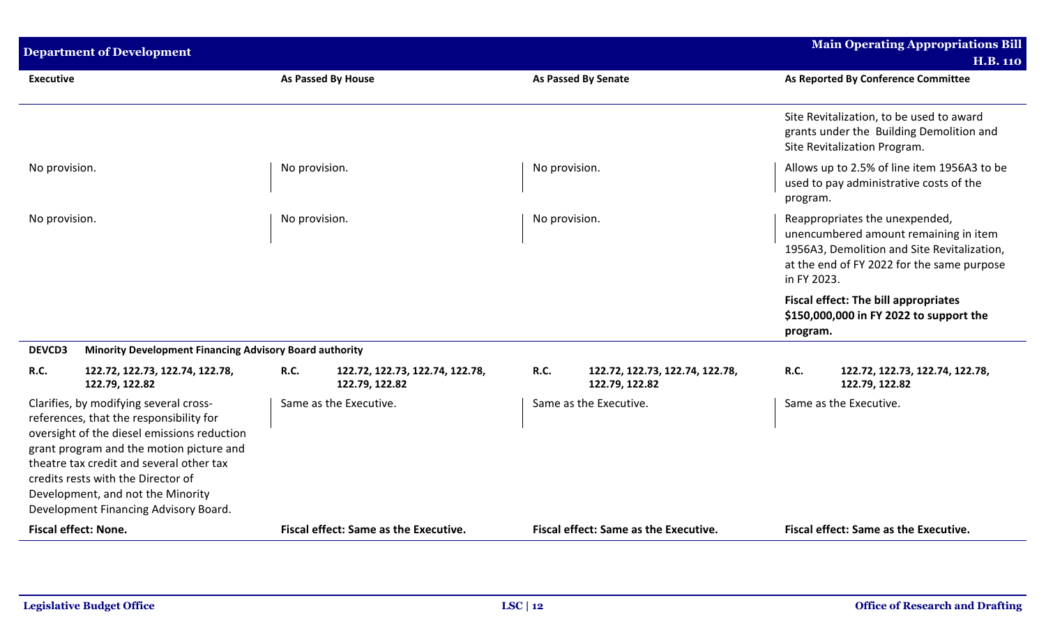| Executive | As Passed By House | As Passed By Senate | As Reported By Conference Committee |
|---|---|---|---|
| | | | Site Revitalization, to be used to award grants under the Building Demolition and Site Revitalization Program. |
| No provision. | No provision. | No provision. | Allows up to 2.5% of line item 1956A3 to be used to pay administrative costs of the program. |
| No provision. | No provision. | No provision. | Reappropriates the unexpended, unencumbered amount remaining in item 1956A3, Demolition and Site Revitalization, at the end of FY 2022 for the same purpose in FY 2023. |
| | | | **Fiscal effect: The bill appropriates $150,000,000 in FY 2022 to support the program.** |
| **DEVCD3 Minority Development Financing Advisory Board authority** | | | |
| **R.C. 122.72, 122.73, 122.74, 122.78, 122.79, 122.82** | **R.C. 122.72, 122.73, 122.74, 122.78, 122.79, 122.82** | **R.C. 122.72, 122.73, 122.74, 122.78, 122.79, 122.82** | **R.C. 122.72, 122.73, 122.74, 122.78, 122.79, 122.82** |
| Clarifies, by modifying several cross-references, that the responsibility for oversight of the diesel emissions reduction grant program and the motion picture and theatre tax credit and several other tax credits rests with the Director of Development, and not the Minority Development Financing Advisory Board. | Same as the Executive. | Same as the Executive. | Same as the Executive. |
| **Fiscal effect: None.** | **Fiscal effect: Same as the Executive.** | **Fiscal effect: Same as the Executive.** | **Fiscal effect: Same as the Executive.** |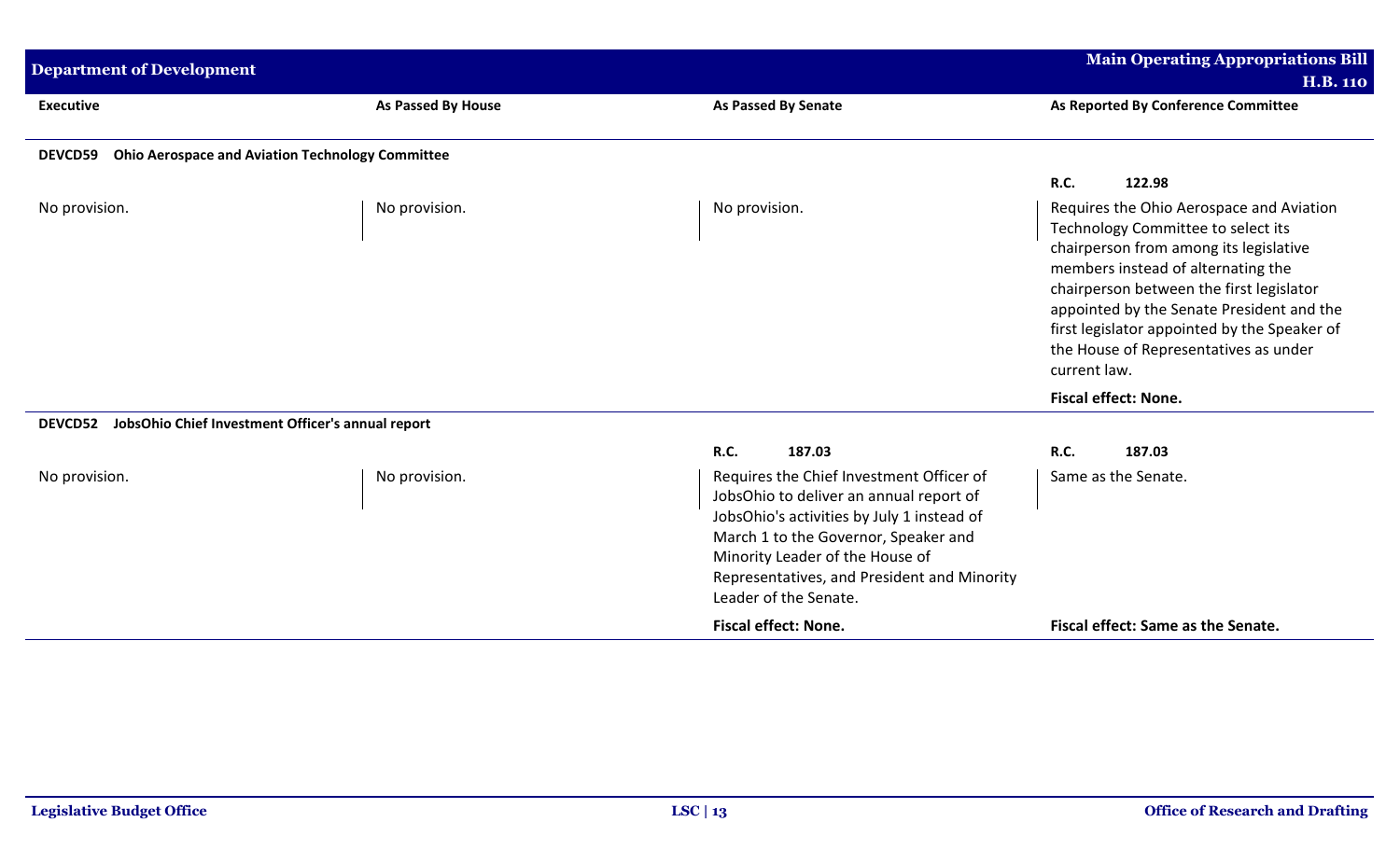| Executive | As Passed By House | As Passed By Senate | As Reported By Conference Committee |
|---|---|---|---|
| **DEVCD59 Ohio Aerospace and Aviation Technology Committee** | | | |
| | | | **R.C. 122.98** |
| No provision. | No provision. | No provision. | Requires the Ohio Aerospace and Aviation Technology Committee to select its chairperson from among its legislative members instead of alternating the chairperson between the first legislator appointed by the Senate President and the first legislator appointed by the Speaker of the House of Representatives as under current law. |
| | | | **Fiscal effect: None.** |
| **DEVCD52 JobsOhio Chief Investment Officer's annual report** | | | |
| | | **R.C. 187.03** | **R.C. 187.03** |
| No provision. | No provision. | Requires the Chief Investment Officer of JobsOhio to deliver an annual report of JobsOhio's activities by July 1 instead of March 1 to the Governor, Speaker and Minority Leader of the House of Representatives, and President and Minority Leader of the Senate. | Same as the Senate. |
| | | **Fiscal effect: None.** | **Fiscal effect: Same as the Senate.** |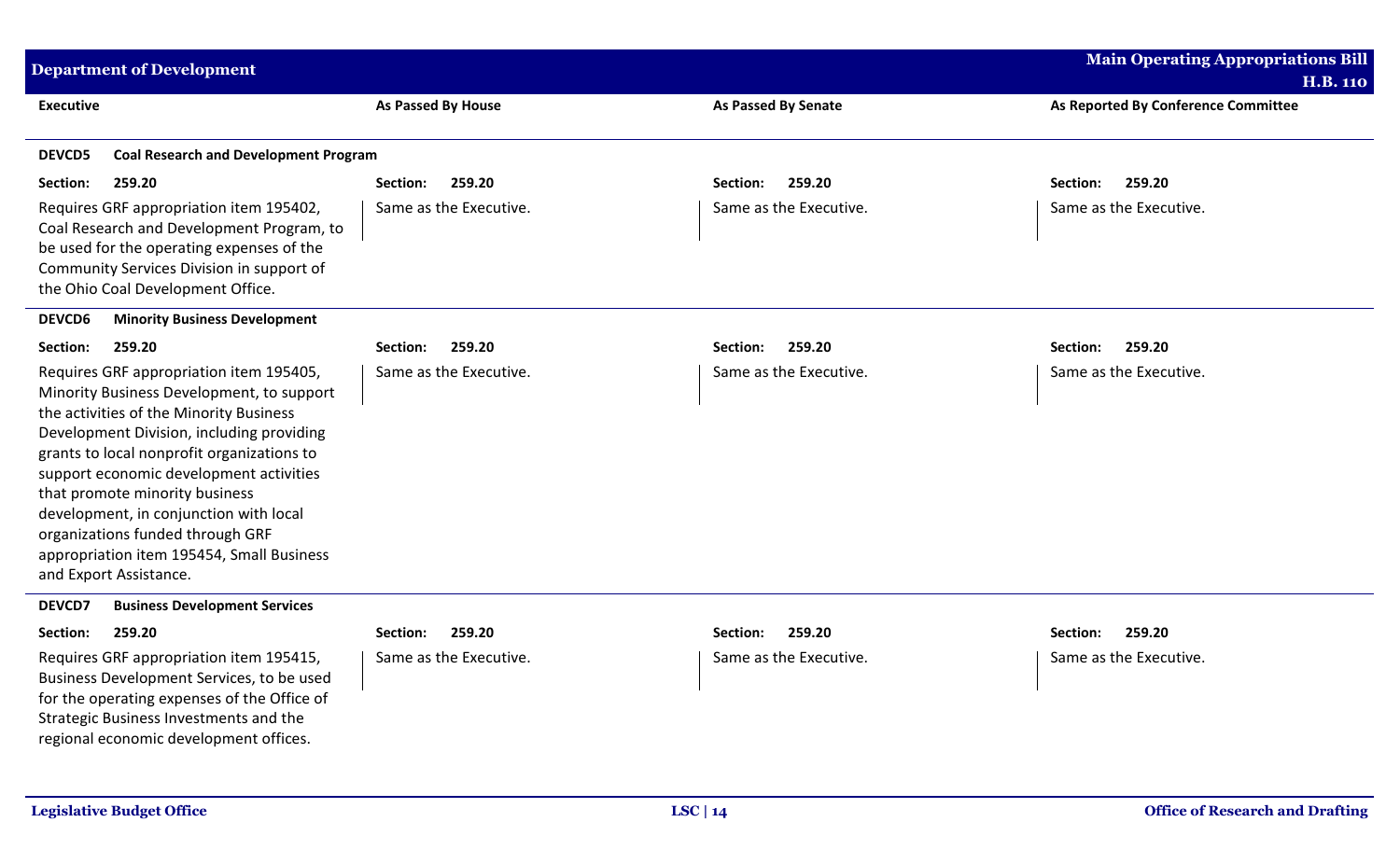| Executive | As Passed By House | As Passed By Senate | As Reported By Conference Committee |
|---|---|---|---|
| **DEVCD5 Coal Research and Development Program** | | | |
| **Section: 259.20** | **Section: 259.20** | **Section: 259.20** | **Section: 259.20** |
| Requires GRF appropriation item 195402, Coal Research and Development Program, to be used for the operating expenses of the Community Services Division in support of the Ohio Coal Development Office. | Same as the Executive. | Same as the Executive. | Same as the Executive. |
| **DEVCD6 Minority Business Development** | | | |
| **Section: 259.20** | **Section: 259.20** | **Section: 259.20** | **Section: 259.20** |
| Requires GRF appropriation item 195405, Minority Business Development, to support the activities of the Minority Business Development Division, including providing grants to local nonprofit organizations to support economic development activities that promote minority business development, in conjunction with local organizations funded through GRF appropriation item 195454, Small Business and Export Assistance. | Same as the Executive. | Same as the Executive. | Same as the Executive. |
| **DEVCD7 Business Development Services** | | | |
| **Section: 259.20** | **Section: 259.20** | **Section: 259.20** | **Section: 259.20** |
| Requires GRF appropriation item 195415, Business Development Services, to be used for the operating expenses of the Office of Strategic Business Investments and the regional economic development offices. | Same as the Executive. | Same as the Executive. | Same as the Executive. |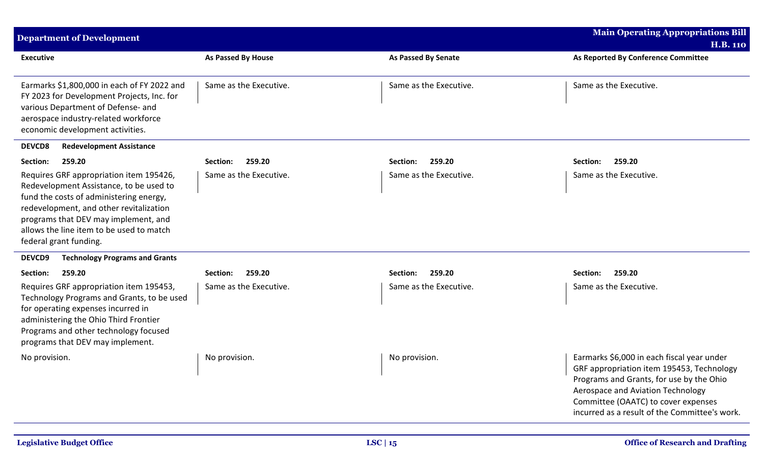| Executive | As Passed By House | As Passed By Senate | As Reported By Conference Committee |
|---|---|---|---|
| Earmarks $1,800,000 in each of FY 2022 and FY 2023 for Development Projects, Inc. for various Department of Defense- and aerospace industry-related workforce economic development activities. | Same as the Executive. | Same as the Executive. | Same as the Executive. |
| **DEVCD8 Redevelopment Assistance** | | | |
| **Section: 259.20** | **Section: 259.20** | **Section: 259.20** | **Section: 259.20** |
| Requires GRF appropriation item 195426, Redevelopment Assistance, to be used to fund the costs of administering energy, redevelopment, and other revitalization programs that DEV may implement, and allows the line item to be used to match federal grant funding. | Same as the Executive. | Same as the Executive. | Same as the Executive. |
| **DEVCD9 Technology Programs and Grants** | | | |
| **Section: 259.20** | **Section: 259.20** | **Section: 259.20** | **Section: 259.20** |
| Requires GRF appropriation item 195453, Technology Programs and Grants, to be used for operating expenses incurred in administering the Ohio Third Frontier Programs and other technology focused programs that DEV may implement. | Same as the Executive. | Same as the Executive. | Same as the Executive. |
| No provision. | No provision. | No provision. | Earmarks $6,000 in each fiscal year under GRF appropriation item 195453, Technology Programs and Grants, for use by the Ohio Aerospace and Aviation Technology Committee (OAATC) to cover expenses incurred as a result of the Committee's work. |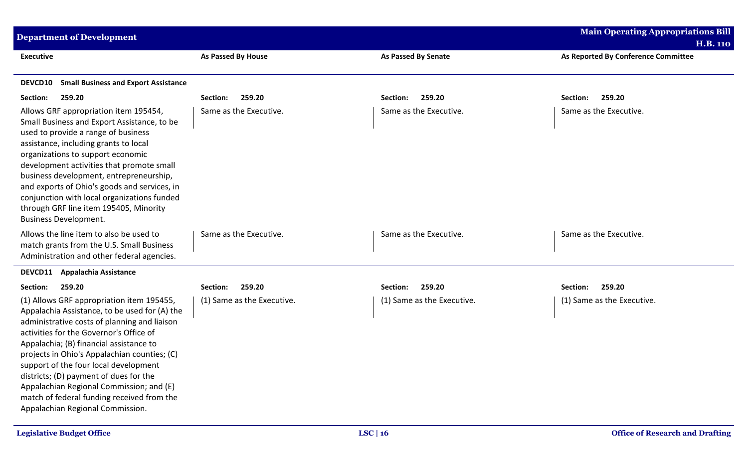| Executive | As Passed By House | As Passed By Senate | As Reported By Conference Committee |
|---|---|---|---|
| **DEVCD10 Small Business and Export Assistance** | | | |
| **Section: 259.20** | **Section: 259.20** | **Section: 259.20** | **Section: 259.20** |
| Allows GRF appropriation item 195454, Small Business and Export Assistance, to be used to provide a range of business assistance, including grants to local organizations to support economic development activities that promote small business development, entrepreneurship, and exports of Ohio's goods and services, in conjunction with local organizations funded through GRF line item 195405, Minority Business Development. | Same as the Executive. | Same as the Executive. | Same as the Executive. |
| Allows the line item to also be used to match grants from the U.S. Small Business Administration and other federal agencies. | Same as the Executive. | Same as the Executive. | Same as the Executive. |
| **DEVCD11 Appalachia Assistance** | | | |
| **Section: 259.20** | **Section: 259.20** | **Section: 259.20** | **Section: 259.20** |
| (1) Allows GRF appropriation item 195455, Appalachia Assistance, to be used for (A) the administrative costs of planning and liaison activities for the Governor's Office of Appalachia; (B) financial assistance to projects in Ohio's Appalachian counties; (C) support of the four local development districts; (D) payment of dues for the Appalachian Regional Commission; and (E) match of federal funding received from the Appalachian Regional Commission. | (1) Same as the Executive. | (1) Same as the Executive. | (1) Same as the Executive. |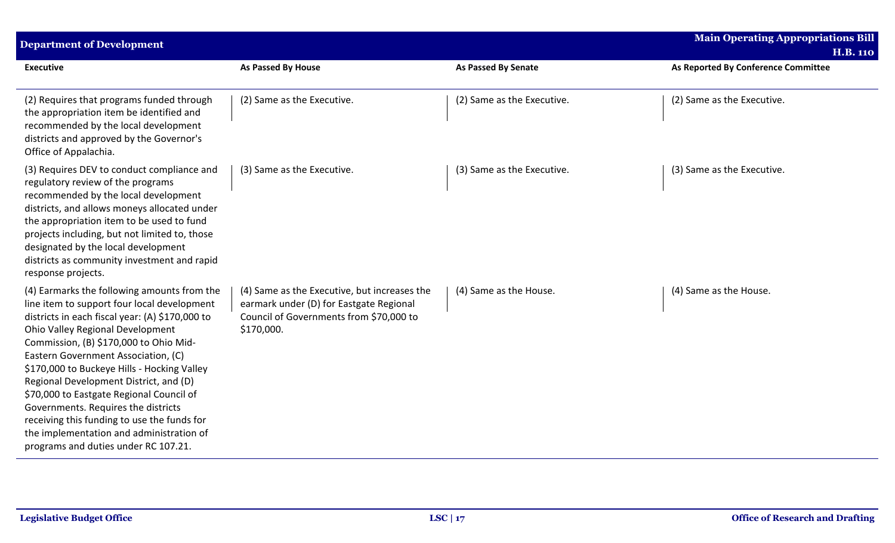| Executive | As Passed By House | As Passed By Senate | As Reported By Conference Committee |
|---|---|---|---|
| (2) Requires that programs funded through the appropriation item be identified and recommended by the local development districts and approved by the Governor's Office of Appalachia. | (2) Same as the Executive. | (2) Same as the Executive. | (2) Same as the Executive. |
| (3) Requires DEV to conduct compliance and regulatory review of the programs recommended by the local development districts, and allows moneys allocated under the appropriation item to be used to fund projects including, but not limited to, those designated by the local development districts as community investment and rapid response projects. | (3) Same as the Executive. | (3) Same as the Executive. | (3) Same as the Executive. |
| (4) Earmarks the following amounts from the line item to support four local development districts in each fiscal year: (A) $170,000 to Ohio Valley Regional Development Commission, (B) $170,000 to Ohio Mid-Eastern Government Association, (C) $170,000 to Buckeye Hills - Hocking Valley Regional Development District, and (D) $70,000 to Eastgate Regional Council of Governments. Requires the districts receiving this funding to use the funds for the implementation and administration of programs and duties under RC 107.21. | (4) Same as the Executive, but increases the earmark under (D) for Eastgate Regional Council of Governments from $70,000 to $170,000. | (4) Same as the House. | (4) Same as the House. |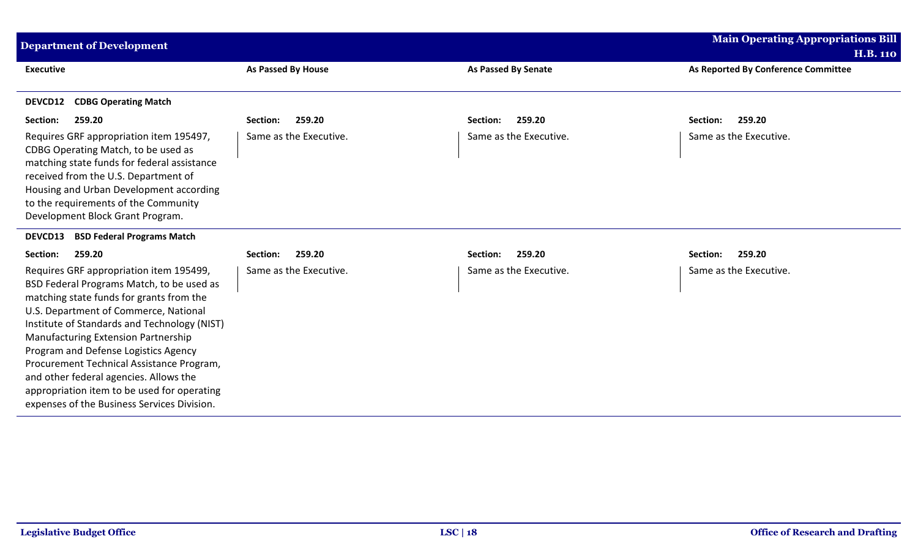| Executive | As Passed By House | As Passed By Senate | As Reported By Conference Committee |
|---|---|---|---|
| **DEVCD12 CDBG Operating Match** | | | |
| **Section: 259.20** | **Section: 259.20** | **Section: 259.20** | **Section: 259.20** |
| Requires GRF appropriation item 195497, CDBG Operating Match, to be used as matching state funds for federal assistance received from the U.S. Department of Housing and Urban Development according to the requirements of the Community Development Block Grant Program. | Same as the Executive. | Same as the Executive. | Same as the Executive. |
| **DEVCD13 BSD Federal Programs Match** | | | |
| **Section: 259.20** | **Section: 259.20** | **Section: 259.20** | **Section: 259.20** |
| Requires GRF appropriation item 195499, BSD Federal Programs Match, to be used as matching state funds for grants from the U.S. Department of Commerce, National Institute of Standards and Technology (NIST) Manufacturing Extension Partnership Program and Defense Logistics Agency Procurement Technical Assistance Program, and other federal agencies. Allows the appropriation item to be used for operating expenses of the Business Services Division. | Same as the Executive. | Same as the Executive. | Same as the Executive. |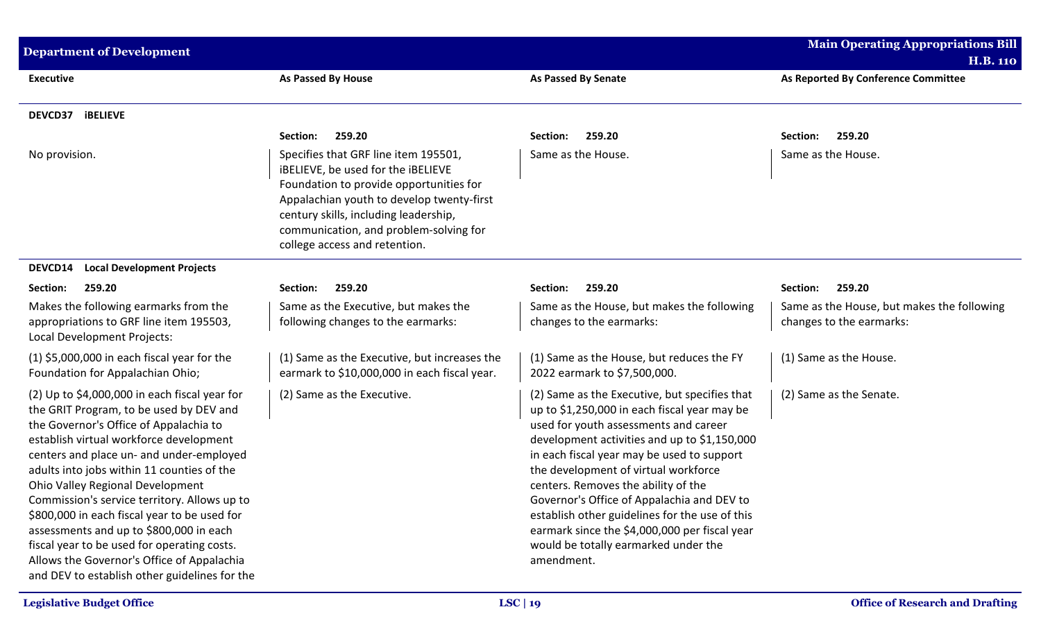| Executive | As Passed By House | As Passed By Senate | As Reported By Conference Committee |
|---|---|---|---|
| **DEVCD37 iBELIEVE** | | | |
| | **Section: 259.20** | **Section: 259.20** | **Section: 259.20** |
| No provision. | Specifies that GRF line item 195501, iBELIEVE, be used for the iBELIEVE Foundation to provide opportunities for Appalachian youth to develop twenty-first century skills, including leadership, communication, and problem-solving for college access and retention. | Same as the House. | Same as the House. |
| **DEVCD14 Local Development Projects** | | | |
| **Section: 259.20** | **Section: 259.20** | **Section: 259.20** | **Section: 259.20** |
| Makes the following earmarks from the appropriations to GRF line item 195503, Local Development Projects: | Same as the Executive, but makes the following changes to the earmarks: | Same as the House, but makes the following changes to the earmarks: | Same as the House, but makes the following changes to the earmarks: |
| (1) $5,000,000 in each fiscal year for the Foundation for Appalachian Ohio; | (1) Same as the Executive, but increases the earmark to $10,000,000 in each fiscal year. | (1) Same as the House, but reduces the FY 2022 earmark to $7,500,000. | (1) Same as the House. |
| (2) Up to $4,000,000 in each fiscal year for the GRIT Program, to be used by DEV and the Governor's Office of Appalachia to establish virtual workforce development centers and place un- and under-employed adults into jobs within 11 counties of the Ohio Valley Regional Development Commission's service territory. Allows up to $800,000 in each fiscal year to be used for assessments and up to $800,000 in each fiscal year to be used for operating costs. Allows the Governor's Office of Appalachia and DEV to establish other guidelines for the | (2) Same as the Executive. | (2) Same as the Executive, but specifies that up to $1,250,000 in each fiscal year may be used for youth assessments and career development activities and up to $1,150,000 in each fiscal year may be used to support the development of virtual workforce centers. Removes the ability of the Governor's Office of Appalachia and DEV to establish other guidelines for the use of this earmark since the $4,000,000 per fiscal year would be totally earmarked under the amendment. | (2) Same as the Senate. |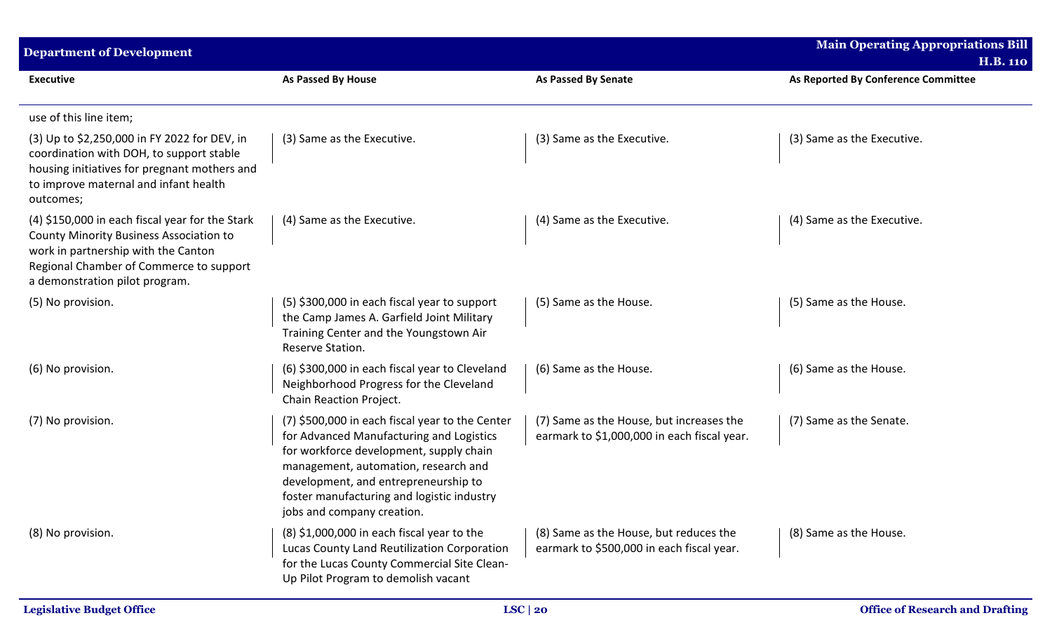| Executive | As Passed By House | As Passed By Senate | As Reported By Conference Committee |
|---|---|---|---|
| use of this line item; | | | |
| (3) Up to $2,250,000 in FY 2022 for DEV, in coordination with DOH, to support stable housing initiatives for pregnant mothers and to improve maternal and infant health outcomes; | (3) Same as the Executive. | (3) Same as the Executive. | (3) Same as the Executive. |
| (4) $150,000 in each fiscal year for the Stark County Minority Business Association to work in partnership with the Canton Regional Chamber of Commerce to support a demonstration pilot program. | (4) Same as the Executive. | (4) Same as the Executive. | (4) Same as the Executive. |
| (5) No provision. | (5) $300,000 in each fiscal year to support the Camp James A. Garfield Joint Military Training Center and the Youngstown Air Reserve Station. | (5) Same as the House. | (5) Same as the House. |
| (6) No provision. | (6) $300,000 in each fiscal year to Cleveland Neighborhood Progress for the Cleveland Chain Reaction Project. | (6) Same as the House. | (6) Same as the House. |
| (7) No provision. | (7) $500,000 in each fiscal year to the Center for Advanced Manufacturing and Logistics for workforce development, supply chain management, automation, research and development, and entrepreneurship to foster manufacturing and logistic industry jobs and company creation. | (7) Same as the House, but increases the earmark to $1,000,000 in each fiscal year. | (7) Same as the Senate. |
| (8) No provision. | (8) $1,000,000 in each fiscal year to the Lucas County Land Reutilization Corporation for the Lucas County Commercial Site Clean-Up Pilot Program to demolish vacant | (8) Same as the House, but reduces the earmark to $500,000 in each fiscal year. | (8) Same as the House. |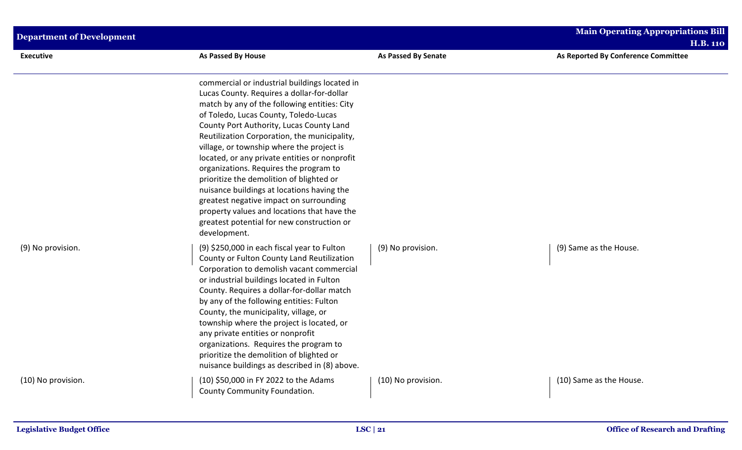| Executive | As Passed By House | As Passed By Senate | As Reported By Conference Committee |
|---|---|---|---|
| | commercial or industrial buildings located in Lucas County. Requires a dollar-for-dollar match by any of the following entities: City of Toledo, Lucas County, Toledo-Lucas County Port Authority, Lucas County Land Reutilization Corporation, the municipality, village, or township where the project is located, or any private entities or nonprofit organizations. Requires the program to prioritize the demolition of blighted or nuisance buildings at locations having the greatest negative impact on surrounding property values and locations that have the greatest potential for new construction or development. | | |
| (9) No provision. | (9) $250,000 in each fiscal year to Fulton County or Fulton County Land Reutilization Corporation to demolish vacant commercial or industrial buildings located in Fulton County. Requires a dollar-for-dollar match by any of the following entities: Fulton County, the municipality, village, or township where the project is located, or any private entities or nonprofit organizations. Requires the program to prioritize the demolition of blighted or nuisance buildings as described in (8) above. | (9) No provision. | (9) Same as the House. |
| (10) No provision. | (10) $50,000 in FY 2022 to the Adams County Community Foundation. | (10) No provision. | (10) Same as the House. |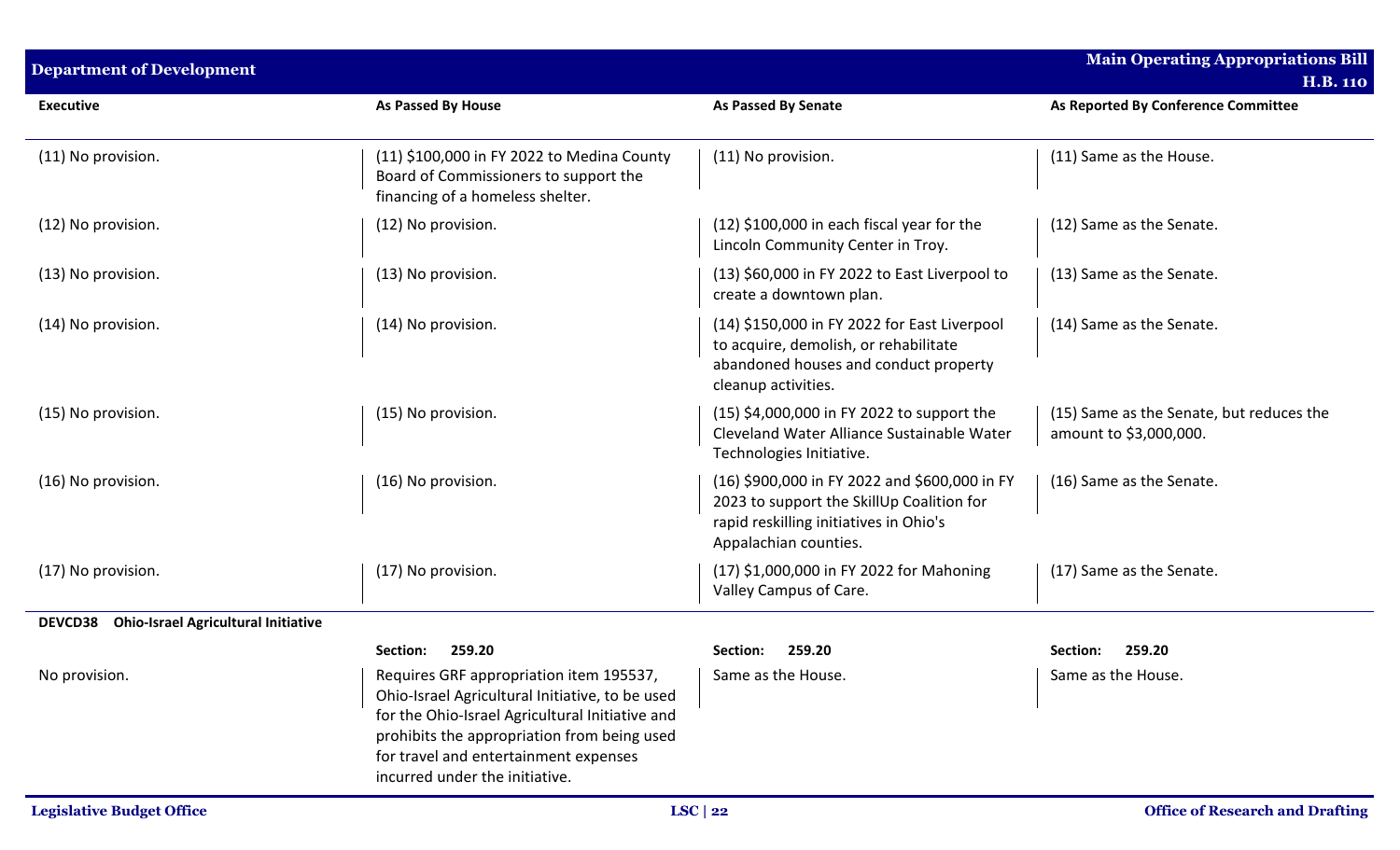| Executive | As Passed By House | As Passed By Senate | As Reported By Conference Committee |
|---|---|---|---|
| (11) No provision. | (11) $100,000 in FY 2022 to Medina County Board of Commissioners to support the financing of a homeless shelter. | (11) No provision. | (11) Same as the House. |
| (12) No provision. | (12) No provision. | (12) $100,000 in each fiscal year for the Lincoln Community Center in Troy. | (12) Same as the Senate. |
| (13) No provision. | (13) No provision. | (13) $60,000 in FY 2022 to East Liverpool to create a downtown plan. | (13) Same as the Senate. |
| (14) No provision. | (14) No provision. | (14) $150,000 in FY 2022 for East Liverpool to acquire, demolish, or rehabilitate abandoned houses and conduct property cleanup activities. | (14) Same as the Senate. |
| (15) No provision. | (15) No provision. | (15) $4,000,000 in FY 2022 to support the Cleveland Water Alliance Sustainable Water Technologies Initiative. | (15) Same as the Senate, but reduces the amount to $3,000,000. |
| (16) No provision. | (16) No provision. | (16) $900,000 in FY 2022 and $600,000 in FY 2023 to support the SkillUp Coalition for rapid reskilling initiatives in Ohio's Appalachian counties. | (16) Same as the Senate. |
| (17) No provision. | (17) No provision. | (17) $1,000,000 in FY 2022 for Mahoning Valley Campus of Care. | (17) Same as the Senate. |
| **DEVCD38 Ohio-Israel Agricultural Initiative** | | | |
| | **Section: 259.20** | **Section: 259.20** | **Section: 259.20** |
| No provision. | Requires GRF appropriation item 195537, Ohio-Israel Agricultural Initiative, to be used for the Ohio-Israel Agricultural Initiative and prohibits the appropriation from being used for travel and entertainment expenses incurred under the initiative. | Same as the House. | Same as the House. |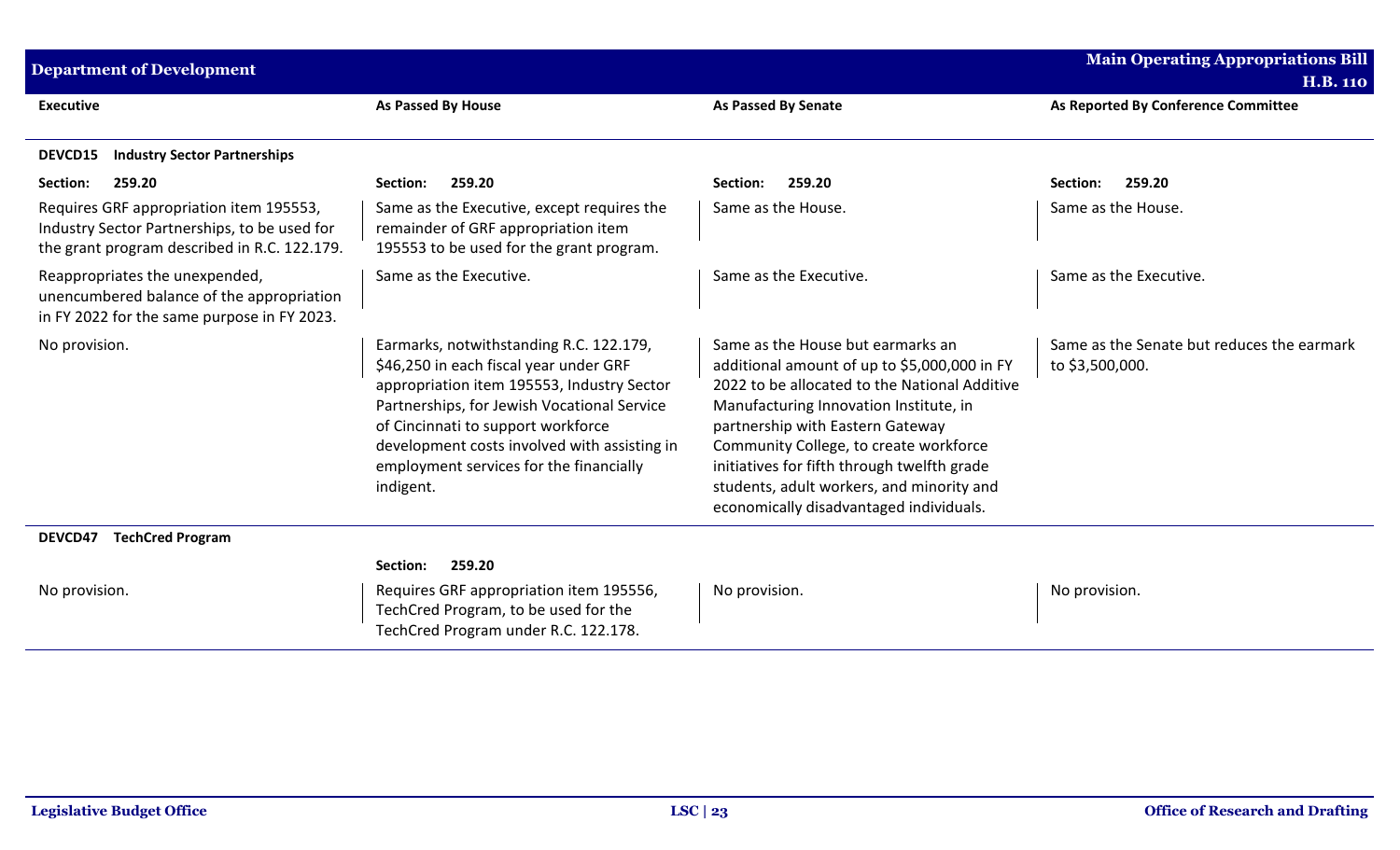| Executive | As Passed By House | As Passed By Senate | As Reported By Conference Committee |
|---|---|---|---|
| **DEVCD15 Industry Sector Partnerships** | | | |
| **Section: 259.20** | **Section: 259.20** | **Section: 259.20** | **Section: 259.20** |
| Requires GRF appropriation item 195553, Industry Sector Partnerships, to be used for the grant program described in R.C. 122.179. | Same as the Executive, except requires the remainder of GRF appropriation item 195553 to be used for the grant program. | Same as the House. | Same as the House. |
| Reappropriates the unexpended, unencumbered balance of the appropriation in FY 2022 for the same purpose in FY 2023. | Same as the Executive. | Same as the Executive. | Same as the Executive. |
| No provision. | Earmarks, notwithstanding R.C. 122.179, $46,250 in each fiscal year under GRF appropriation item 195553, Industry Sector Partnerships, for Jewish Vocational Service of Cincinnati to support workforce development costs involved with assisting in employment services for the financially indigent. | Same as the House but earmarks an additional amount of up to $5,000,000 in FY 2022 to be allocated to the National Additive Manufacturing Innovation Institute, in partnership with Eastern Gateway Community College, to create workforce initiatives for fifth through twelfth grade students, adult workers, and minority and economically disadvantaged individuals. | Same as the Senate but reduces the earmark to $3,500,000. |
| **DEVCD47 TechCred Program** | | | |
| | **Section: 259.20** | | |
| No provision. | Requires GRF appropriation item 195556, TechCred Program, to be used for the TechCred Program under R.C. 122.178. | No provision. | No provision. |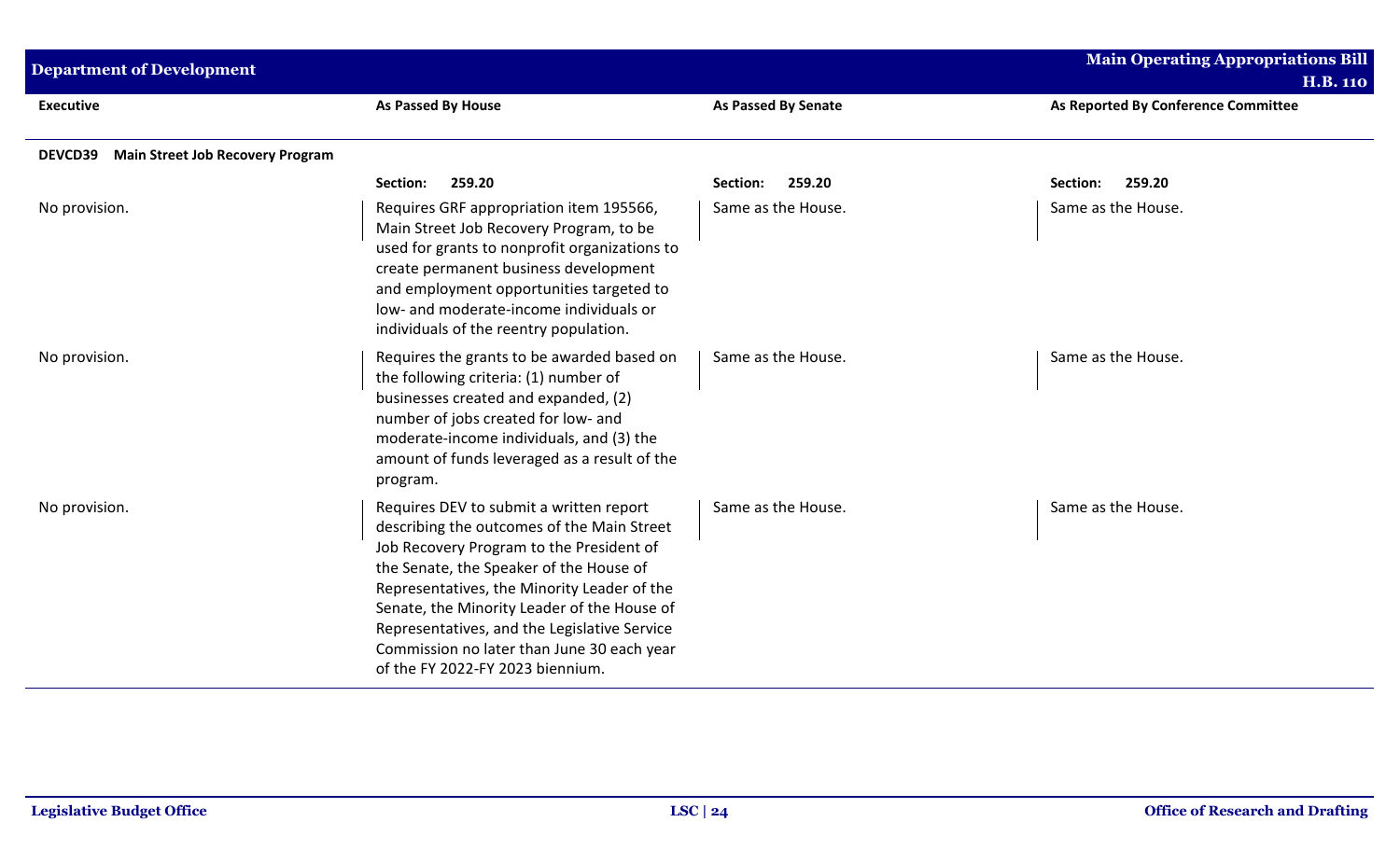| Executive | As Passed By House | As Passed By Senate | As Reported By Conference Committee |
|---|---|---|---|
| **DEVCD39 Main Street Job Recovery Program** | | | |
| | **Section: 259.20** | **Section: 259.20** | **Section: 259.20** |
| No provision. | Requires GRF appropriation item 195566, Main Street Job Recovery Program, to be used for grants to nonprofit organizations to create permanent business development and employment opportunities targeted to low- and moderate-income individuals or individuals of the reentry population. | Same as the House. | Same as the House. |
| No provision. | Requires the grants to be awarded based on the following criteria: (1) number of businesses created and expanded, (2) number of jobs created for low- and moderate-income individuals, and (3) the amount of funds leveraged as a result of the program. | Same as the House. | Same as the House. |
| No provision. | Requires DEV to submit a written report describing the outcomes of the Main Street Job Recovery Program to the President of the Senate, the Speaker of the House of Representatives, the Minority Leader of the Senate, the Minority Leader of the House of Representatives, and the Legislative Service Commission no later than June 30 each year of the FY 2022-FY 2023 biennium. | Same as the House. | Same as the House. |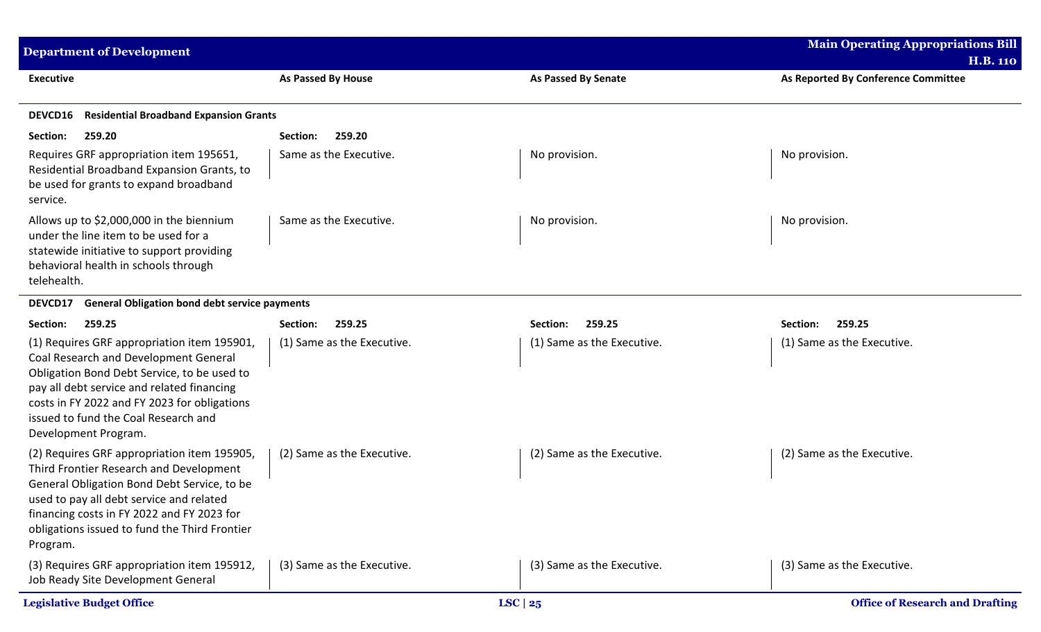| Executive | As Passed By House | As Passed By Senate | As Reported By Conference Committee |
|---|---|---|---|
| **DEVCD16 Residential Broadband Expansion Grants** | | | |
| **Section: 259.20** | **Section: 259.20** | | |
| Requires GRF appropriation item 195651, Residential Broadband Expansion Grants, to be used for grants to expand broadband service. | Same as the Executive. | No provision. | No provision. |
| Allows up to $2,000,000 in the biennium under the line item to be used for a statewide initiative to support providing behavioral health in schools through telehealth. | Same as the Executive. | No provision. | No provision. |
| **DEVCD17 General Obligation bond debt service payments** | | | |
| **Section: 259.25** | **Section: 259.25** | **Section: 259.25** | **Section: 259.25** |
| (1) Requires GRF appropriation item 195901, Coal Research and Development General Obligation Bond Debt Service, to be used to pay all debt service and related financing costs in FY 2022 and FY 2023 for obligations issued to fund the Coal Research and Development Program. | (1) Same as the Executive. | (1) Same as the Executive. | (1) Same as the Executive. |
| (2) Requires GRF appropriation item 195905, Third Frontier Research and Development General Obligation Bond Debt Service, to be used to pay all debt service and related financing costs in FY 2022 and FY 2023 for obligations issued to fund the Third Frontier Program. | (2) Same as the Executive. | (2) Same as the Executive. | (2) Same as the Executive. |
| (3) Requires GRF appropriation item 195912, Job Ready Site Development General | (3) Same as the Executive. | (3) Same as the Executive. | (3) Same as the Executive. |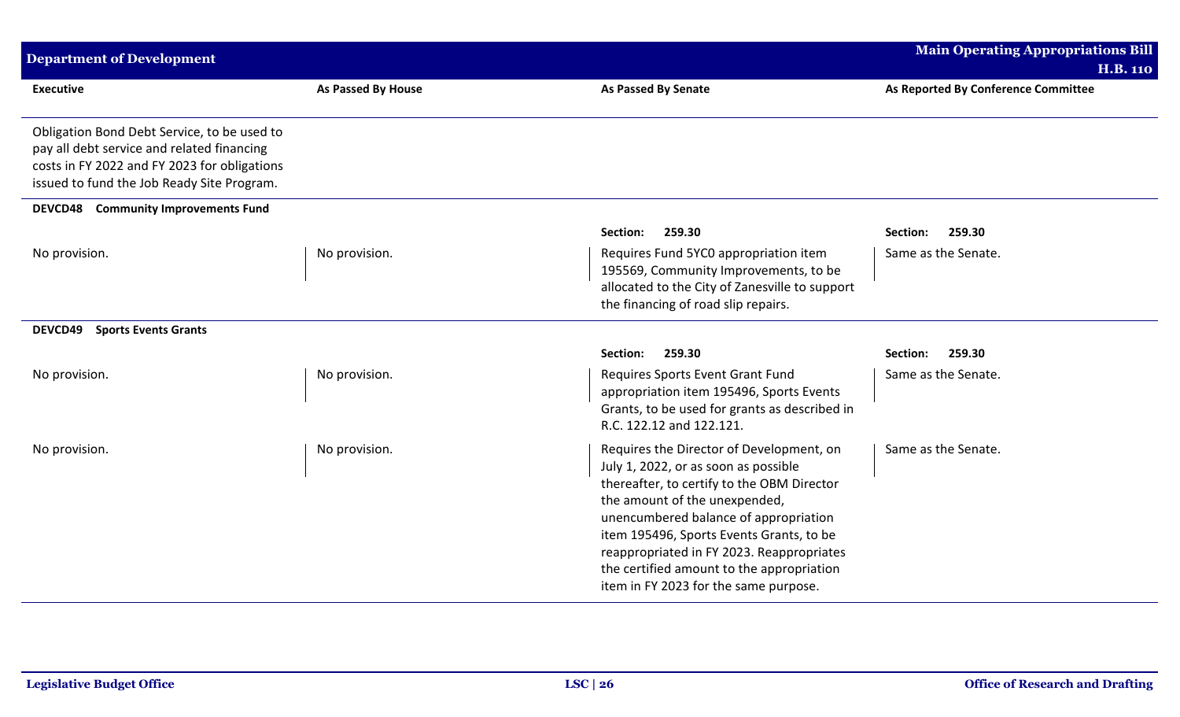| Executive | As Passed By House | As Passed By Senate | As Reported By Conference Committee |
|---|---|---|---|
| Obligation Bond Debt Service, to be used to pay all debt service and related financing costs in FY 2022 and FY 2023 for obligations issued to fund the Job Ready Site Program. | | | |
| **DEVCD48 Community Improvements Fund** | | | |
| | | **Section: 259.30** | **Section: 259.30** |
| No provision. | No provision. | Requires Fund 5YC0 appropriation item 195569, Community Improvements, to be allocated to the City of Zanesville to support the financing of road slip repairs. | Same as the Senate. |
| **DEVCD49 Sports Events Grants** | | | |
| | | **Section: 259.30** | **Section: 259.30** |
| No provision. | No provision. | Requires Sports Event Grant Fund appropriation item 195496, Sports Events Grants, to be used for grants as described in R.C. 122.12 and 122.121. | Same as the Senate. |
| No provision. | No provision. | Requires the Director of Development, on July 1, 2022, or as soon as possible thereafter, to certify to the OBM Director the amount of the unexpended, unencumbered balance of appropriation item 195496, Sports Events Grants, to be reappropriated in FY 2023. Reappropriates the certified amount to the appropriation item in FY 2023 for the same purpose. | Same as the Senate. |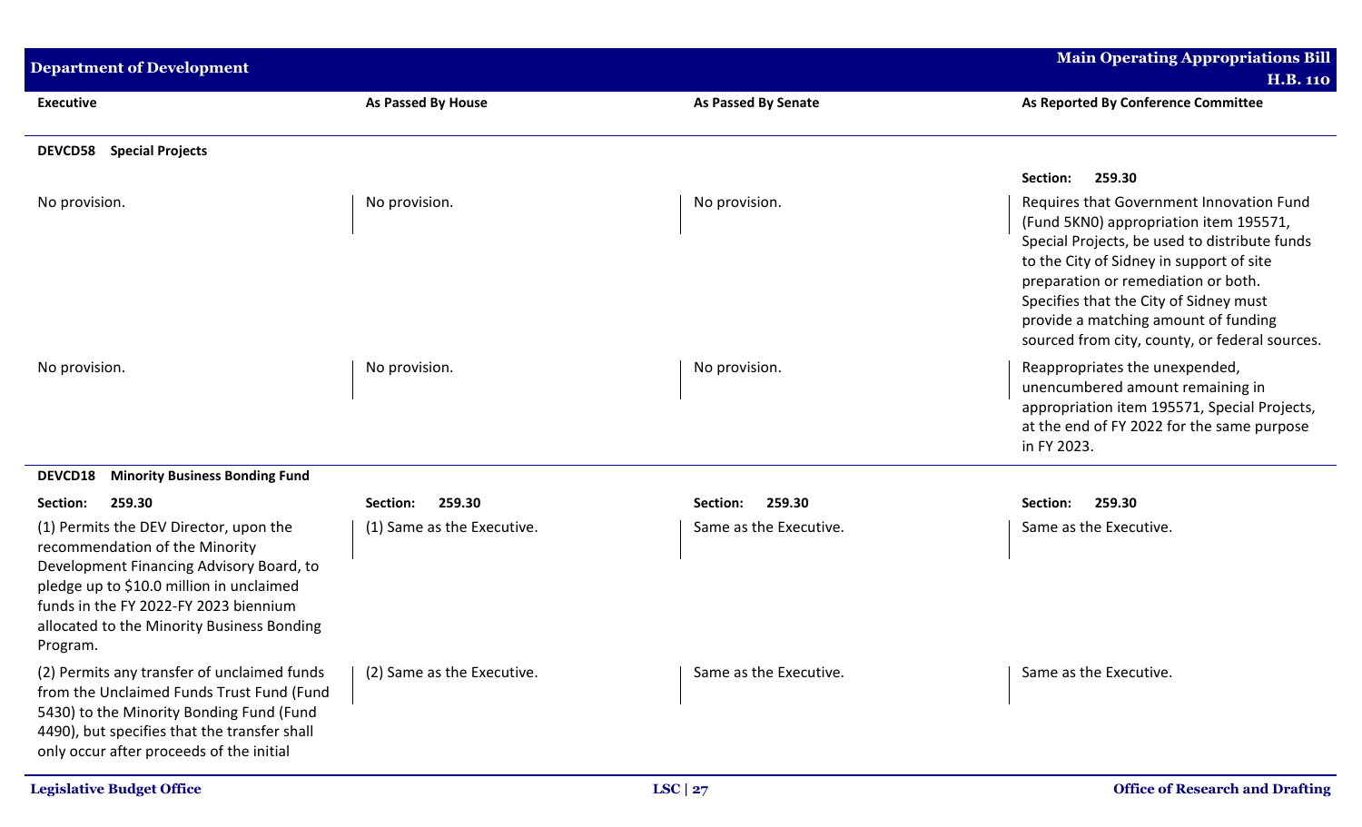| Executive | As Passed By House | As Passed By Senate | As Reported By Conference Committee |
|---|---|---|---|
| **DEVCD58 Special Projects** | | | |
| | | | **Section: 259.30** |
| No provision. | No provision. | No provision. | Requires that Government Innovation Fund (Fund 5KN0) appropriation item 195571, Special Projects, be used to distribute funds to the City of Sidney in support of site preparation or remediation or both. Specifies that the City of Sidney must provide a matching amount of funding sourced from city, county, or federal sources. |
| No provision. | No provision. | No provision. | Reappropriates the unexpended, unencumbered amount remaining in appropriation item 195571, Special Projects, at the end of FY 2022 for the same purpose in FY 2023. |
| **DEVCD18 Minority Business Bonding Fund** | | | |
| **Section: 259.30** | **Section: 259.30** | **Section: 259.30** | **Section: 259.30** |
| (1) Permits the DEV Director, upon the recommendation of the Minority Development Financing Advisory Board, to pledge up to $10.0 million in unclaimed funds in the FY 2022-FY 2023 biennium allocated to the Minority Business Bonding Program. | (1) Same as the Executive. | Same as the Executive. | Same as the Executive. |
| (2) Permits any transfer of unclaimed funds from the Unclaimed Funds Trust Fund (Fund 5430) to the Minority Bonding Fund (Fund 4490), but specifies that the transfer shall only occur after proceeds of the initial | (2) Same as the Executive. | Same as the Executive. | Same as the Executive. |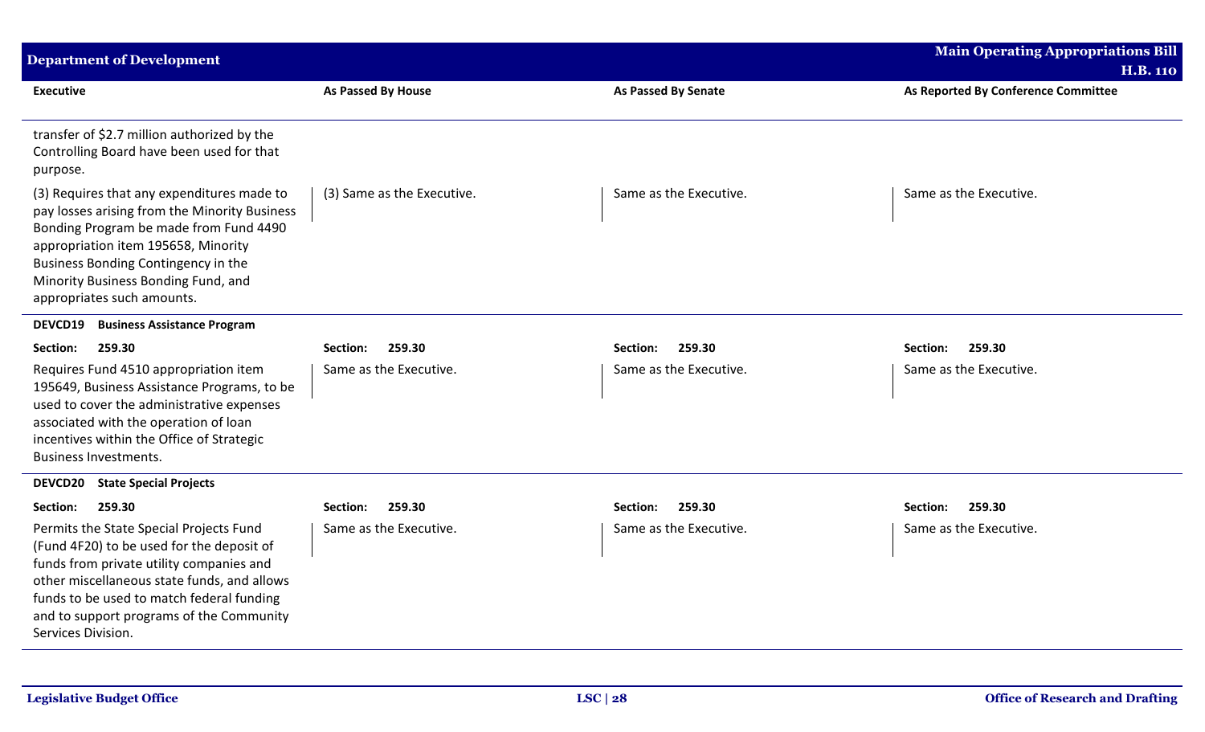| Executive | As Passed By House | As Passed By Senate | As Reported By Conference Committee |
|---|---|---|---|
| transfer of $2.7 million authorized by the Controlling Board have been used for that purpose. | | | |
| (3) Requires that any expenditures made to pay losses arising from the Minority Business Bonding Program be made from Fund 4490 appropriation item 195658, Minority Business Bonding Contingency in the Minority Business Bonding Fund, and appropriates such amounts. | (3) Same as the Executive. | Same as the Executive. | Same as the Executive. |
| **DEVCD19 Business Assistance Program** | | | |
| **Section: 259.30** | **Section: 259.30** | **Section: 259.30** | **Section: 259.30** |
| Requires Fund 4510 appropriation item 195649, Business Assistance Programs, to be used to cover the administrative expenses associated with the operation of loan incentives within the Office of Strategic Business Investments. | Same as the Executive. | Same as the Executive. | Same as the Executive. |
| **DEVCD20 State Special Projects** | | | |
| **Section: 259.30** | **Section: 259.30** | **Section: 259.30** | **Section: 259.30** |
| Permits the State Special Projects Fund (Fund 4F20) to be used for the deposit of funds from private utility companies and other miscellaneous state funds, and allows funds to be used to match federal funding and to support programs of the Community Services Division. | Same as the Executive. | Same as the Executive. | Same as the Executive. |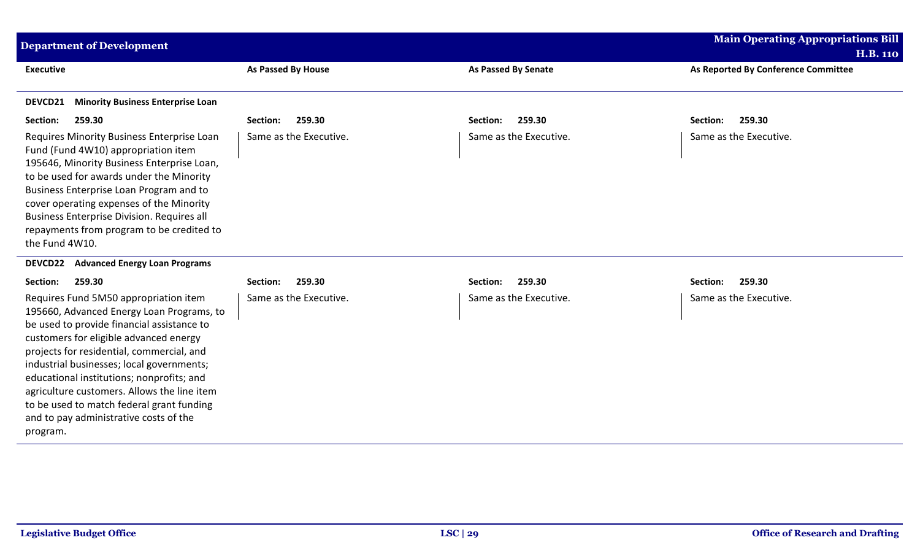| Executive | As Passed By House | As Passed By Senate | As Reported By Conference Committee |
|---|---|---|---|
| **DEVCD21 Minority Business Enterprise Loan** | | | |
| **Section: 259.30** | **Section: 259.30** | **Section: 259.30** | **Section: 259.30** |
| Requires Minority Business Enterprise Loan Fund (Fund 4W10) appropriation item 195646, Minority Business Enterprise Loan, to be used for awards under the Minority Business Enterprise Loan Program and to cover operating expenses of the Minority Business Enterprise Division. Requires all repayments from program to be credited to the Fund 4W10. | Same as the Executive. | Same as the Executive. | Same as the Executive. |
| **DEVCD22 Advanced Energy Loan Programs** | | | |
| **Section: 259.30** | **Section: 259.30** | **Section: 259.30** | **Section: 259.30** |
| Requires Fund 5M50 appropriation item 195660, Advanced Energy Loan Programs, to be used to provide financial assistance to customers for eligible advanced energy projects for residential, commercial, and industrial businesses; local governments; educational institutions; nonprofits; and agriculture customers. Allows the line item to be used to match federal grant funding and to pay administrative costs of the program. | Same as the Executive. | Same as the Executive. | Same as the Executive. |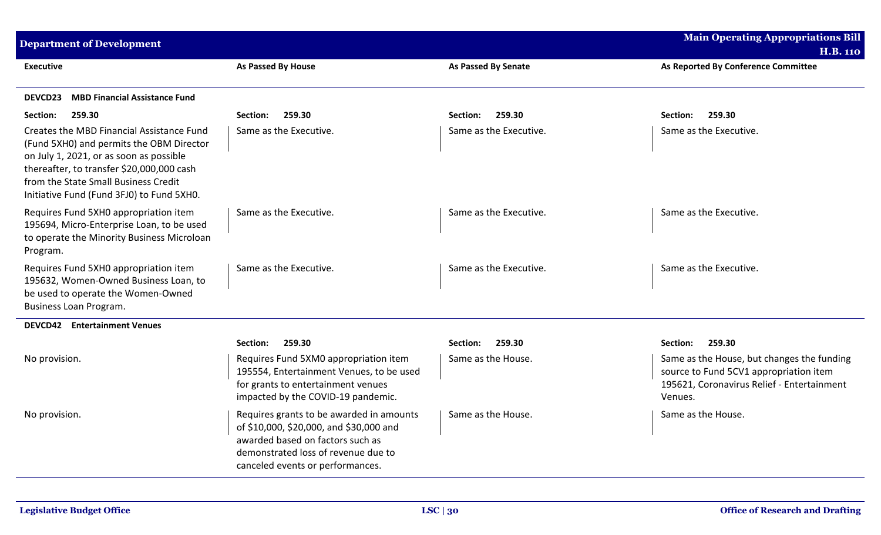| Executive | As Passed By House | As Passed By Senate | As Reported By Conference Committee |
|---|---|---|---|
| **DEVCD23 MBD Financial Assistance Fund** | | | |
| **Section: 259.30** | **Section: 259.30** | **Section: 259.30** | **Section: 259.30** |
| Creates the MBD Financial Assistance Fund (Fund 5XH0) and permits the OBM Director on July 1, 2021, or as soon as possible thereafter, to transfer $20,000,000 cash from the State Small Business Credit Initiative Fund (Fund 3FJ0) to Fund 5XH0. | Same as the Executive. | Same as the Executive. | Same as the Executive. |
| Requires Fund 5XH0 appropriation item 195694, Micro-Enterprise Loan, to be used to operate the Minority Business Microloan Program. | Same as the Executive. | Same as the Executive. | Same as the Executive. |
| Requires Fund 5XH0 appropriation item 195632, Women-Owned Business Loan, to be used to operate the Women-Owned Business Loan Program. | Same as the Executive. | Same as the Executive. | Same as the Executive. |
| **DEVCD42 Entertainment Venues** | | | |
| | **Section: 259.30** | **Section: 259.30** | **Section: 259.30** |
| No provision. | Requires Fund 5XM0 appropriation item 195554, Entertainment Venues, to be used for grants to entertainment venues impacted by the COVID-19 pandemic. | Same as the House. | Same as the House, but changes the funding source to Fund 5CV1 appropriation item 195621, Coronavirus Relief - Entertainment Venues. |
| No provision. | Requires grants to be awarded in amounts of $10,000, $20,000, and $30,000 and awarded based on factors such as demonstrated loss of revenue due to canceled events or performances. | Same as the House. | Same as the House. |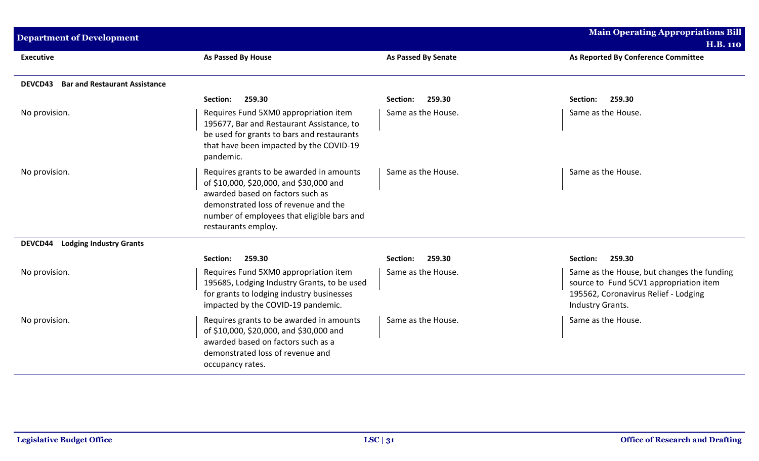| Executive | As Passed By House | As Passed By Senate | As Reported By Conference Committee |
|---|---|---|---|
| **DEVCD43 Bar and Restaurant Assistance** | | | |
| | **Section: 259.30** | **Section: 259.30** | **Section: 259.30** |
| No provision. | Requires Fund 5XM0 appropriation item 195677, Bar and Restaurant Assistance, to be used for grants to bars and restaurants that have been impacted by the COVID-19 pandemic. | Same as the House. | Same as the House. |
| No provision. | Requires grants to be awarded in amounts of $10,000, $20,000, and $30,000 and awarded based on factors such as demonstrated loss of revenue and the number of employees that eligible bars and restaurants employ. | Same as the House. | Same as the House. |
| **DEVCD44 Lodging Industry Grants** | | | |
| | **Section: 259.30** | **Section: 259.30** | **Section: 259.30** |
| No provision. | Requires Fund 5XM0 appropriation item 195685, Lodging Industry Grants, to be used for grants to lodging industry businesses impacted by the COVID-19 pandemic. | Same as the House. | Same as the House, but changes the funding source to Fund 5CV1 appropriation item 195562, Coronavirus Relief - Lodging Industry Grants. |
| No provision. | Requires grants to be awarded in amounts of $10,000, $20,000, and $30,000 and awarded based on factors such as a demonstrated loss of revenue and occupancy rates. | Same as the House. | Same as the House. |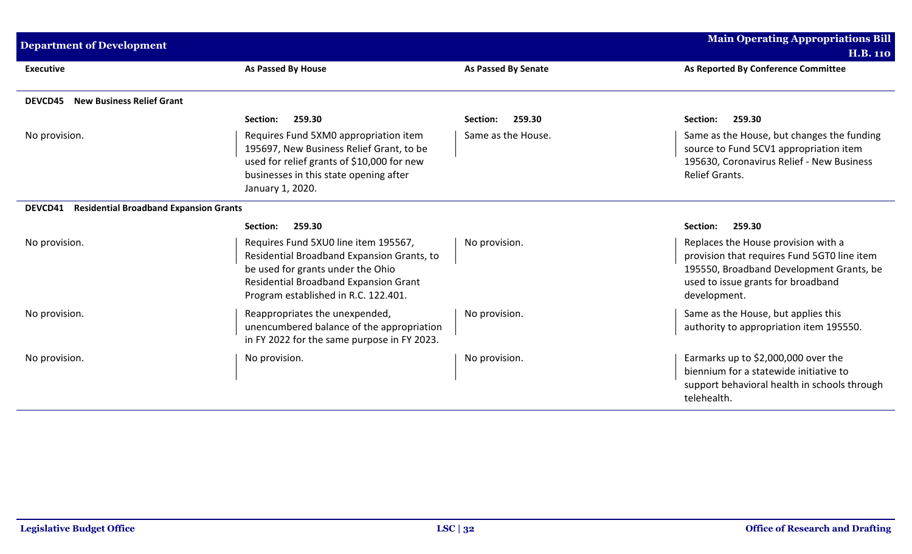| Executive | As Passed By House | As Passed By Senate | As Reported By Conference Committee |
|---|---|---|---|
| **DEVCD45 New Business Relief Grant** | | | |
| | **Section: 259.30** | **Section: 259.30** | **Section: 259.30** |
| No provision. | Requires Fund 5XM0 appropriation item 195697, New Business Relief Grant, to be used for relief grants of $10,000 for new businesses in this state opening after January 1, 2020. | Same as the House. | Same as the House, but changes the funding source to Fund 5CV1 appropriation item 195630, Coronavirus Relief - New Business Relief Grants. |
| **DEVCD41 Residential Broadband Expansion Grants** | | | |
| | **Section: 259.30** | | **Section: 259.30** |
| No provision. | Requires Fund 5XU0 line item 195567, Residential Broadband Expansion Grants, to be used for grants under the Ohio Residential Broadband Expansion Grant Program established in R.C. 122.401. | No provision. | Replaces the House provision with a provision that requires Fund 5GT0 line item 195550, Broadband Development Grants, be used to issue grants for broadband development. |
| No provision. | Reappropriates the unexpended, unencumbered balance of the appropriation in FY 2022 for the same purpose in FY 2023. | No provision. | Same as the House, but applies this authority to appropriation item 195550. |
| No provision. | No provision. | No provision. | Earmarks up to $2,000,000 over the biennium for a statewide initiative to support behavioral health in schools through telehealth. |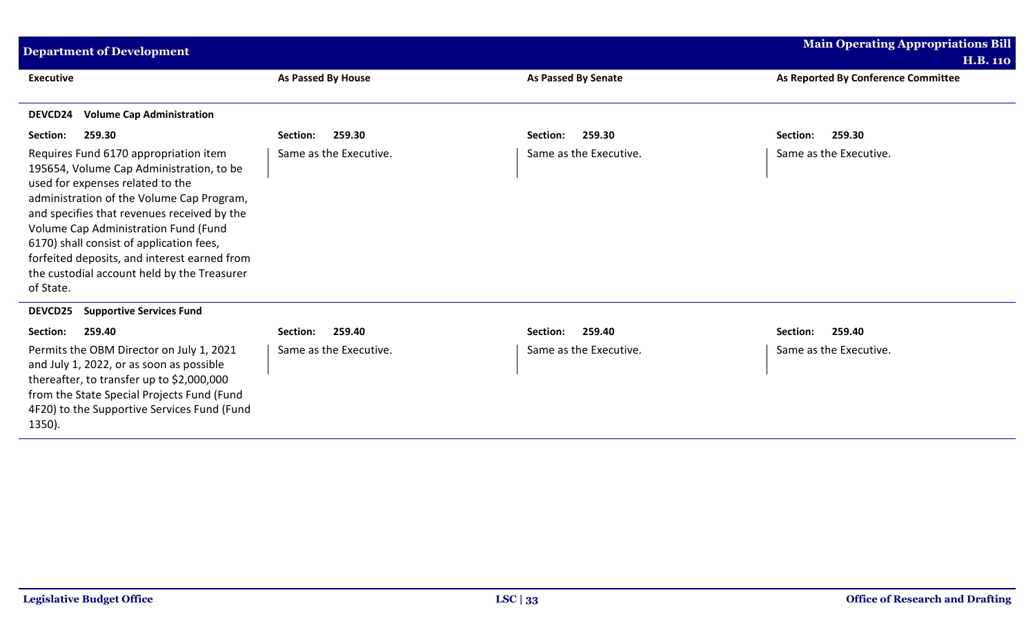| Executive | As Passed By House | As Passed By Senate | As Reported By Conference Committee |
| --- | --- | --- | --- |
| **DEVCD24 Volume Cap Administration** | | | |
| **Section: 259.30** | **Section: 259.30** | **Section: 259.30** | **Section: 259.30** |
| Requires Fund 6170 appropriation item 195654, Volume Cap Administration, to be used for expenses related to the administration of the Volume Cap Program, and specifies that revenues received by the Volume Cap Administration Fund (Fund 6170) shall consist of application fees, forfeited deposits, and interest earned from the custodial account held by the Treasurer of State. | Same as the Executive. | Same as the Executive. | Same as the Executive. |
| **DEVCD25 Supportive Services Fund** | | | |
| **Section: 259.40** | **Section: 259.40** | **Section: 259.40** | **Section: 259.40** |
| Permits the OBM Director on July 1, 2021 and July 1, 2022, or as soon as possible thereafter, to transfer up to $2,000,000 from the State Special Projects Fund (Fund 4F20) to the Supportive Services Fund (Fund 1350). | Same as the Executive. | Same as the Executive. | Same as the Executive. |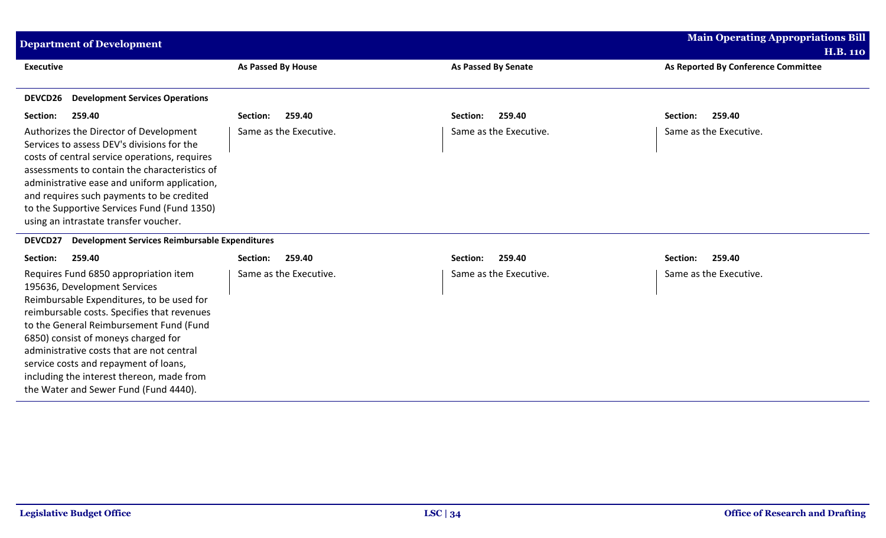| Executive | As Passed By House | As Passed By Senate | As Reported By Conference Committee |
|---|---|---|---|
| **DEVCD26 Development Services Operations** | | | |
| **Section: 259.40** | **Section: 259.40** | **Section: 259.40** | **Section: 259.40** |
| Authorizes the Director of Development Services to assess DEV's divisions for the costs of central service operations, requires assessments to contain the characteristics of administrative ease and uniform application, and requires such payments to be credited to the Supportive Services Fund (Fund 1350) using an intrastate transfer voucher. | Same as the Executive. | Same as the Executive. | Same as the Executive. |
| **DEVCD27 Development Services Reimbursable Expenditures** | | | |
| **Section: 259.40** | **Section: 259.40** | **Section: 259.40** | **Section: 259.40** |
| Requires Fund 6850 appropriation item 195636, Development Services Reimbursable Expenditures, to be used for reimbursable costs. Specifies that revenues to the General Reimbursement Fund (Fund 6850) consist of moneys charged for administrative costs that are not central service costs and repayment of loans, including the interest thereon, made from the Water and Sewer Fund (Fund 4440). | Same as the Executive. | Same as the Executive. | Same as the Executive. |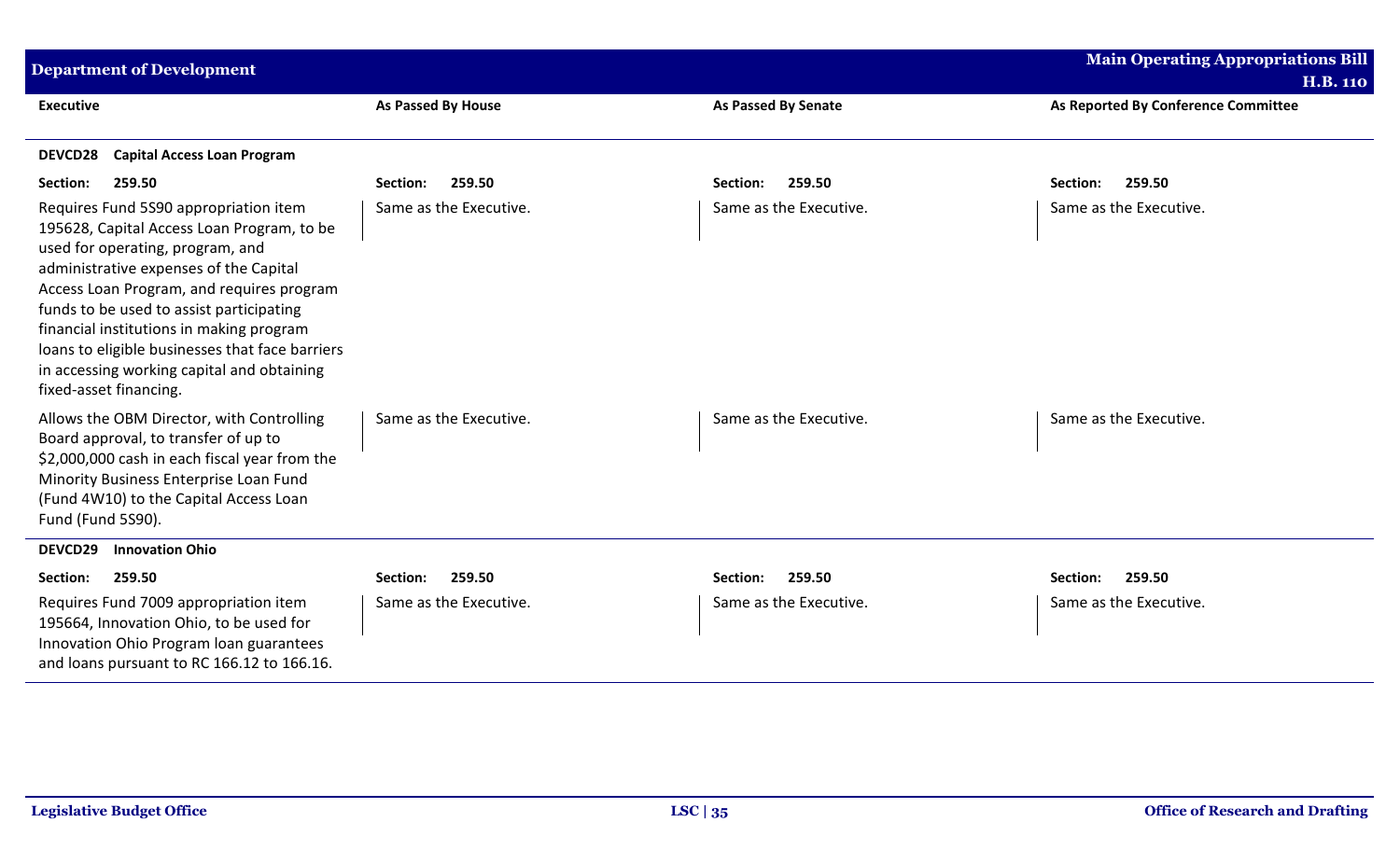| Executive | As Passed By House | As Passed By Senate | As Reported By Conference Committee |
|---|---|---|---|
| **DEVCD28 Capital Access Loan Program** | | | |
| **Section: 259.50** | **Section: 259.50** | **Section: 259.50** | **Section: 259.50** |
| Requires Fund 5S90 appropriation item 195628, Capital Access Loan Program, to be used for operating, program, and administrative expenses of the Capital Access Loan Program, and requires program funds to be used to assist participating financial institutions in making program loans to eligible businesses that face barriers in accessing working capital and obtaining fixed-asset financing. | Same as the Executive. | Same as the Executive. | Same as the Executive. |
| Allows the OBM Director, with Controlling Board approval, to transfer of up to $2,000,000 cash in each fiscal year from the Minority Business Enterprise Loan Fund (Fund 4W10) to the Capital Access Loan Fund (Fund 5S90). | Same as the Executive. | Same as the Executive. | Same as the Executive. |
| **DEVCD29 Innovation Ohio** | | | |
| **Section: 259.50** | **Section: 259.50** | **Section: 259.50** | **Section: 259.50** |
| Requires Fund 7009 appropriation item 195664, Innovation Ohio, to be used for Innovation Ohio Program loan guarantees and loans pursuant to RC 166.12 to 166.16. | Same as the Executive. | Same as the Executive. | Same as the Executive. |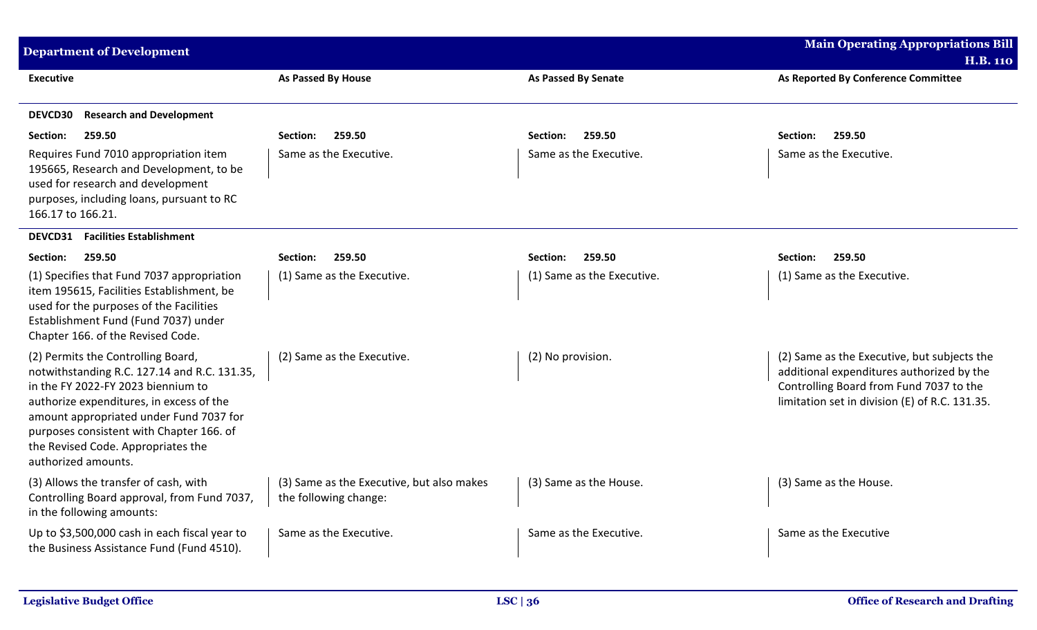| Executive | As Passed By House | As Passed By Senate | As Reported By Conference Committee |
|---|---|---|---|
| **DEVCD30 Research and Development** | | | |
| **Section: 259.50** | **Section: 259.50** | **Section: 259.50** | **Section: 259.50** |
| Requires Fund 7010 appropriation item 195665, Research and Development, to be used for research and development purposes, including loans, pursuant to RC 166.17 to 166.21. | Same as the Executive. | Same as the Executive. | Same as the Executive. |
| **DEVCD31 Facilities Establishment** | | | |
| **Section: 259.50** | **Section: 259.50** | **Section: 259.50** | **Section: 259.50** |
| (1) Specifies that Fund 7037 appropriation item 195615, Facilities Establishment, be used for the purposes of the Facilities Establishment Fund (Fund 7037) under Chapter 166. of the Revised Code. | (1) Same as the Executive. | (1) Same as the Executive. | (1) Same as the Executive. |
| (2) Permits the Controlling Board, notwithstanding R.C. 127.14 and R.C. 131.35, in the FY 2022-FY 2023 biennium to authorize expenditures, in excess of the amount appropriated under Fund 7037 for purposes consistent with Chapter 166. of the Revised Code. Appropriates the authorized amounts. | (2) Same as the Executive. | (2) No provision. | (2) Same as the Executive, but subjects the additional expenditures authorized by the Controlling Board from Fund 7037 to the limitation set in division (E) of R.C. 131.35. |
| (3) Allows the transfer of cash, with Controlling Board approval, from Fund 7037, in the following amounts: | (3) Same as the Executive, but also makes the following change: | (3) Same as the House. | (3) Same as the House. |
| Up to $3,500,000 cash in each fiscal year to the Business Assistance Fund (Fund 4510). | Same as the Executive. | Same as the Executive. | Same as the Executive |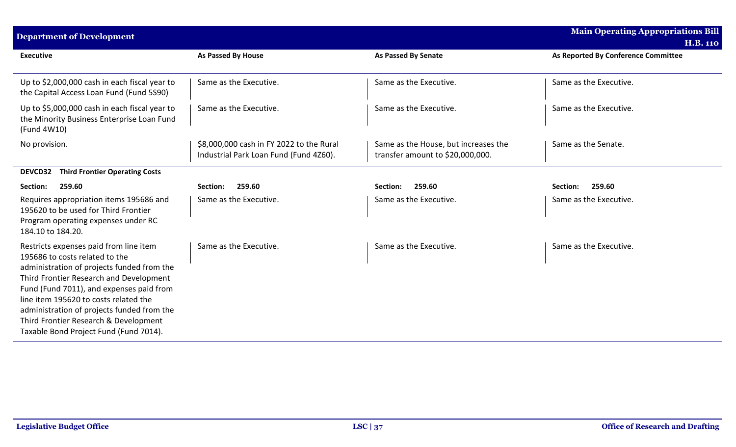| Executive | As Passed By House | As Passed By Senate | As Reported By Conference Committee |
|---|---|---|---|
| Up to $2,000,000 cash in each fiscal year to the Capital Access Loan Fund (Fund 5S90) | Same as the Executive. | Same as the Executive. | Same as the Executive. |
| Up to $5,000,000 cash in each fiscal year to the Minority Business Enterprise Loan Fund (Fund 4W10) | Same as the Executive. | Same as the Executive. | Same as the Executive. |
| No provision. | $8,000,000 cash in FY 2022 to the Rural Industrial Park Loan Fund (Fund 4Z60). | Same as the House, but increases the transfer amount to $20,000,000. | Same as the Senate. |
| **DEVCD32 Third Frontier Operating Costs** | | | |
| **Section: 259.60** | **Section: 259.60** | **Section: 259.60** | **Section: 259.60** |
| Requires appropriation items 195686 and 195620 to be used for Third Frontier Program operating expenses under RC 184.10 to 184.20. | Same as the Executive. | Same as the Executive. | Same as the Executive. |
| Restricts expenses paid from line item 195686 to costs related to the administration of projects funded from the Third Frontier Research and Development Fund (Fund 7011), and expenses paid from line item 195620 to costs related the administration of projects funded from the Third Frontier Research & Development Taxable Bond Project Fund (Fund 7014). | Same as the Executive. | Same as the Executive. | Same as the Executive. |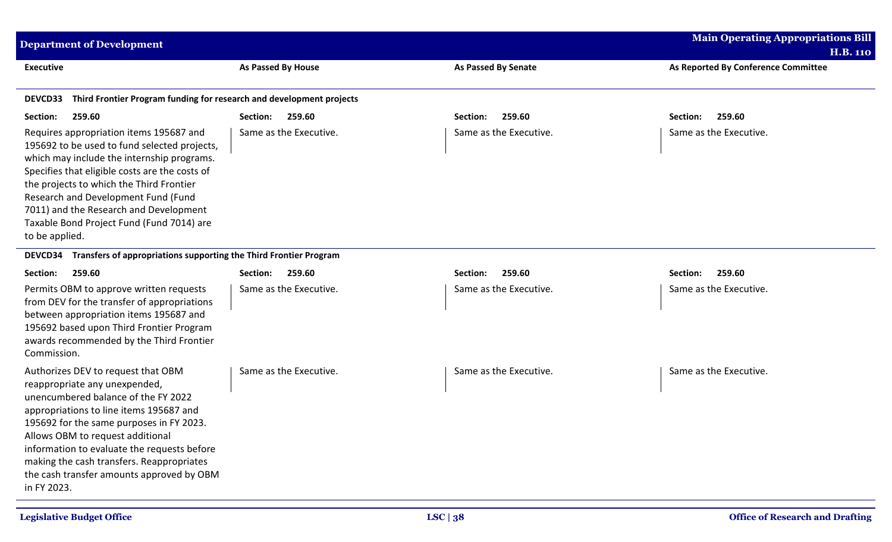| Executive | As Passed By House | As Passed By Senate | As Reported By Conference Committee |
|---|---|---|---|
| **DEVCD33 Third Frontier Program funding for research and development projects** | | | |
| **Section: 259.60** | **Section: 259.60** | **Section: 259.60** | **Section: 259.60** |
| Requires appropriation items 195687 and 195692 to be used to fund selected projects, which may include the internship programs. Specifies that eligible costs are the costs of the projects to which the Third Frontier Research and Development Fund (Fund 7011) and the Research and Development Taxable Bond Project Fund (Fund 7014) are to be applied. | Same as the Executive. | Same as the Executive. | Same as the Executive. |
| **DEVCD34 Transfers of appropriations supporting the Third Frontier Program** | | | |
| **Section: 259.60** | **Section: 259.60** | **Section: 259.60** | **Section: 259.60** |
| Permits OBM to approve written requests from DEV for the transfer of appropriations between appropriation items 195687 and 195692 based upon Third Frontier Program awards recommended by the Third Frontier Commission. | Same as the Executive. | Same as the Executive. | Same as the Executive. |
| Authorizes DEV to request that OBM reappropriate any unexpended, unencumbered balance of the FY 2022 appropriations to line items 195687 and 195692 for the same purposes in FY 2023. Allows OBM to request additional information to evaluate the requests before making the cash transfers. Reappropriates the cash transfer amounts approved by OBM in FY 2023. | Same as the Executive. | Same as the Executive. | Same as the Executive. |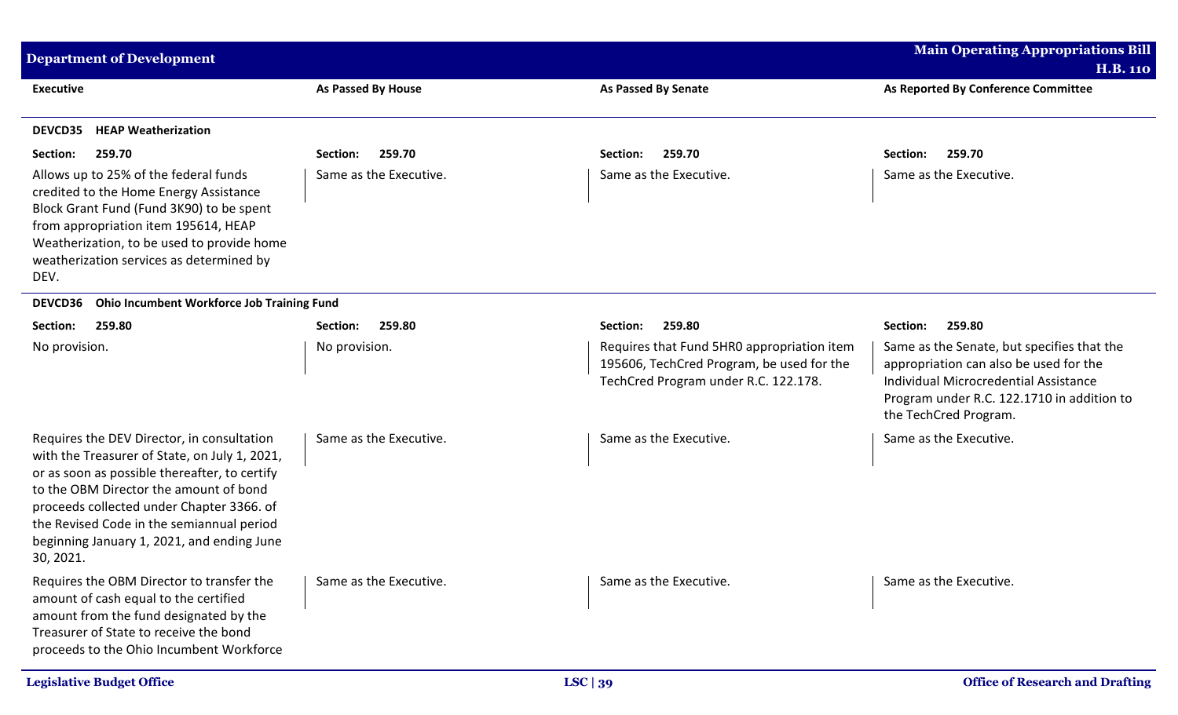| Executive | As Passed By House | As Passed By Senate | As Reported By Conference Committee |
|---|---|---|---|
| **DEVCD35 HEAP Weatherization** | | | |
| **Section: 259.70** | **Section: 259.70** | **Section: 259.70** | **Section: 259.70** |
| Allows up to 25% of the federal funds credited to the Home Energy Assistance Block Grant Fund (Fund 3K90) to be spent from appropriation item 195614, HEAP Weatherization, to be used to provide home weatherization services as determined by DEV. | Same as the Executive. | Same as the Executive. | Same as the Executive. |
| **DEVCD36 Ohio Incumbent Workforce Job Training Fund** | | | |
| **Section: 259.80** | **Section: 259.80** | **Section: 259.80** | **Section: 259.80** |
| No provision. | No provision. | Requires that Fund 5HR0 appropriation item 195606, TechCred Program, be used for the TechCred Program under R.C. 122.178. | Same as the Senate, but specifies that the appropriation can also be used for the Individual Microcredential Assistance Program under R.C. 122.1710 in addition to the TechCred Program. |
| Requires the DEV Director, in consultation with the Treasurer of State, on July 1, 2021, or as soon as possible thereafter, to certify to the OBM Director the amount of bond proceeds collected under Chapter 3366. of the Revised Code in the semiannual period beginning January 1, 2021, and ending June 30, 2021. | Same as the Executive. | Same as the Executive. | Same as the Executive. |
| Requires the OBM Director to transfer the amount of cash equal to the certified amount from the fund designated by the Treasurer of State to receive the bond proceeds to the Ohio Incumbent Workforce | Same as the Executive. | Same as the Executive. | Same as the Executive. |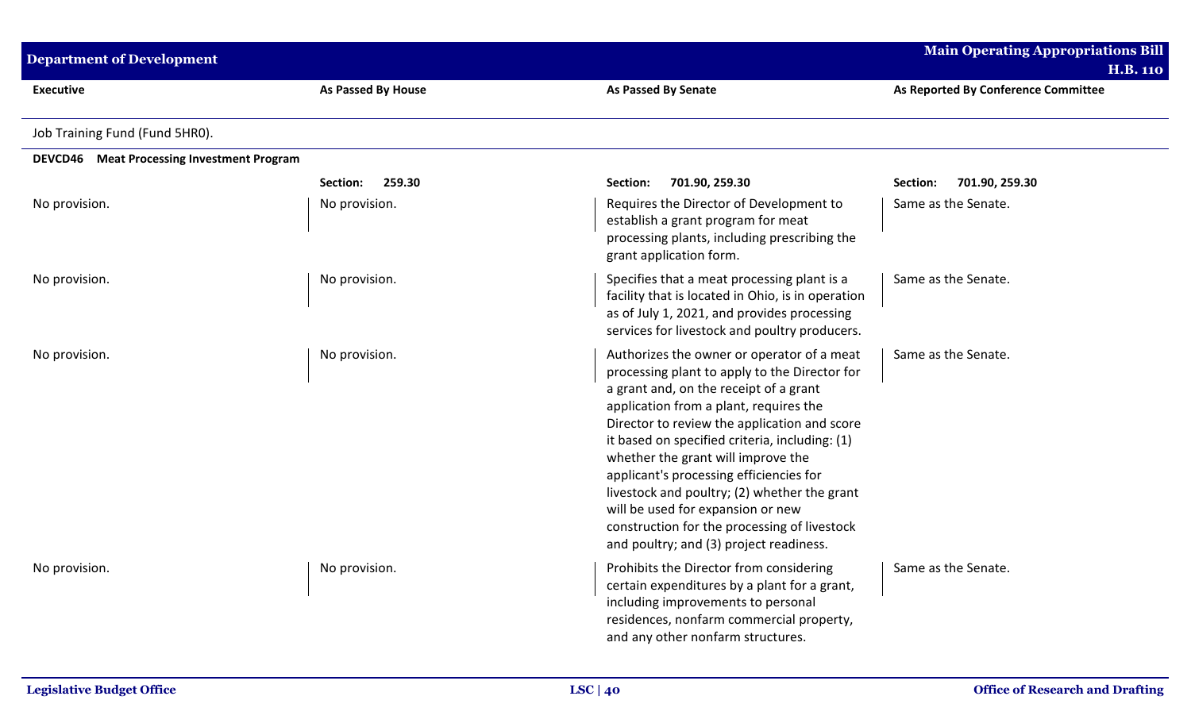| Executive | As Passed By House | As Passed By Senate | As Reported By Conference Committee |
|---|---|---|---|
| Job Training Fund (Fund 5HR0). | | | |
| **DEVCD46 Meat Processing Investment Program** | | | |
| | **Section:** 259.30 | **Section:** 701.90, 259.30 | **Section:** 701.90, 259.30 |
| No provision. | No provision. | Requires the Director of Development to establish a grant program for meat processing plants, including prescribing the grant application form. | Same as the Senate. |
| No provision. | No provision. | Specifies that a meat processing plant is a facility that is located in Ohio, is in operation as of July 1, 2021, and provides processing services for livestock and poultry producers. | Same as the Senate. |
| No provision. | No provision. | Authorizes the owner or operator of a meat processing plant to apply to the Director for a grant and, on the receipt of a grant application from a plant, requires the Director to review the application and score it based on specified criteria, including: (1) whether the grant will improve the applicant's processing efficiencies for livestock and poultry; (2) whether the grant will be used for expansion or new construction for the processing of livestock and poultry; and (3) project readiness. | Same as the Senate. |
| No provision. | No provision. | Prohibits the Director from considering certain expenditures by a plant for a grant, including improvements to personal residences, nonfarm commercial property, and any other nonfarm structures. | Same as the Senate. |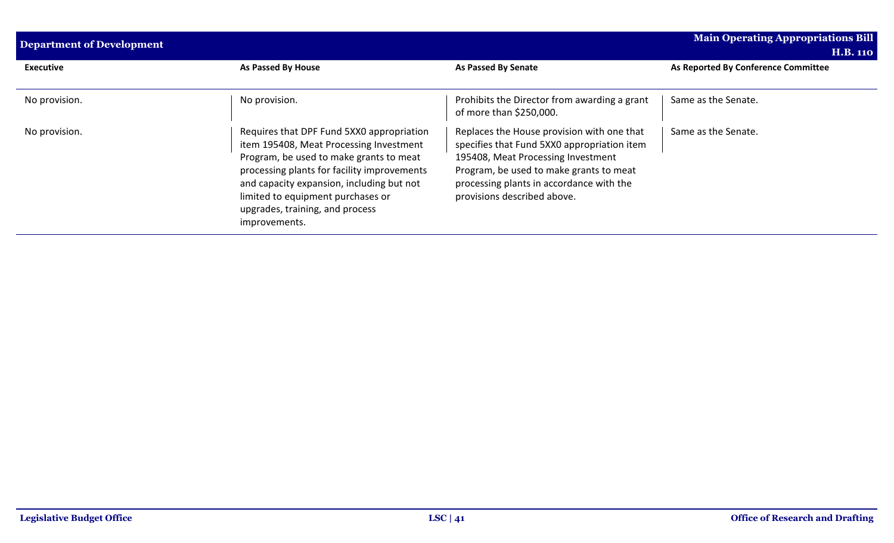| Department of Development | | | Main Operating Appropriations Bill H.B. 110 |
|---|---|---|---|
| **Executive** | **As Passed By House** | **As Passed By Senate** | **As Reported By Conference Committee** |
| No provision. | No provision. | Prohibits the Director from awarding a grant of more than $250,000. | Same as the Senate. |
| No provision. | Requires that DPF Fund 5XX0 appropriation item 195408, Meat Processing Investment Program, be used to make grants to meat processing plants for facility improvements and capacity expansion, including but not limited to equipment purchases or upgrades, training, and process improvements. | Replaces the House provision with one that specifies that Fund 5XX0 appropriation item 195408, Meat Processing Investment Program, be used to make grants to meat processing plants in accordance with the provisions described above. | Same as the Senate. |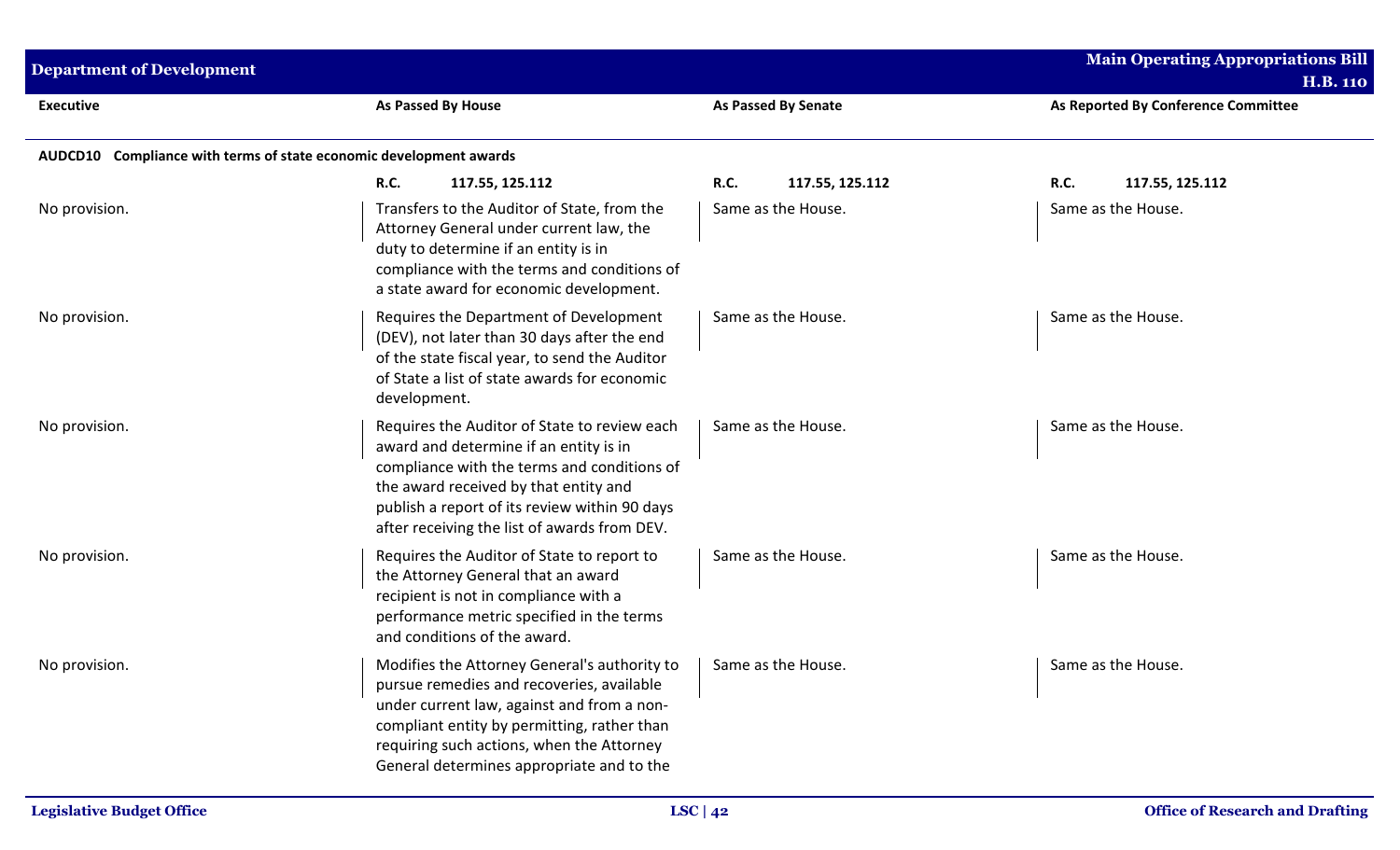| Executive | As Passed By House | As Passed By Senate | As Reported By Conference Committee |
|---|---|---|---|
| **AUDCD10 Compliance with terms of state economic development awards** | | | |
| | **R.C. 117.55, 125.112** | **R.C. 117.55, 125.112** | **R.C. 117.55, 125.112** |
| No provision. | Transfers to the Auditor of State, from the Attorney General under current law, the duty to determine if an entity is in compliance with the terms and conditions of a state award for economic development. | Same as the House. | Same as the House. |
| No provision. | Requires the Department of Development (DEV), not later than 30 days after the end of the state fiscal year, to send the Auditor of State a list of state awards for economic development. | Same as the House. | Same as the House. |
| No provision. | Requires the Auditor of State to review each award and determine if an entity is in compliance with the terms and conditions of the award received by that entity and publish a report of its review within 90 days after receiving the list of awards from DEV. | Same as the House. | Same as the House. |
| No provision. | Requires the Auditor of State to report to the Attorney General that an award recipient is not in compliance with a performance metric specified in the terms and conditions of the award. | Same as the House. | Same as the House. |
| No provision. | Modifies the Attorney General's authority to pursue remedies and recoveries, available under current law, against and from a non-compliant entity by permitting, rather than requiring such actions, when the Attorney General determines appropriate and to the | Same as the House. | Same as the House. |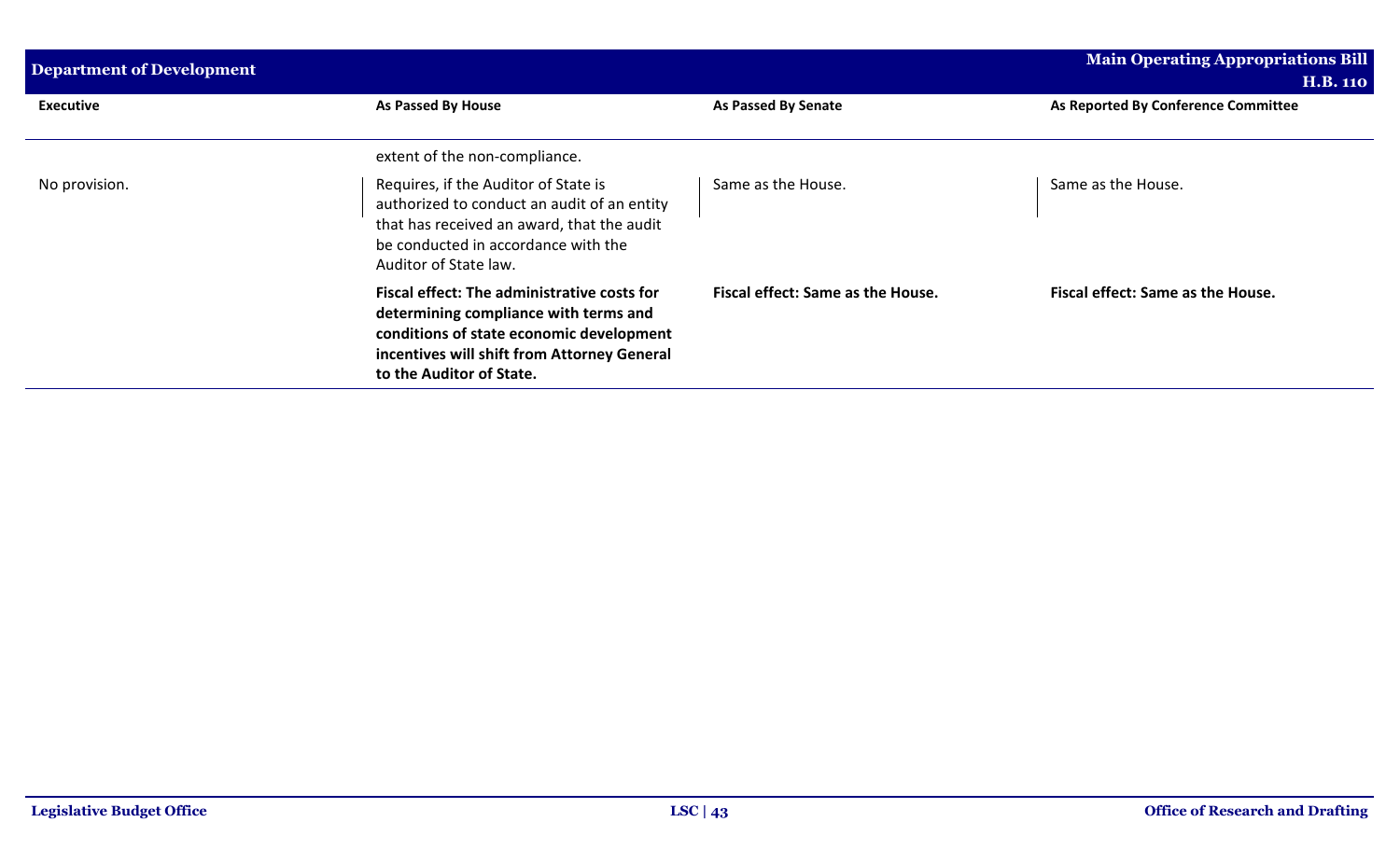| Executive | As Passed By House | As Passed By Senate | As Reported By Conference Committee |
|---|---|---|---|
| | extent of the non-compliance. | | |
| No provision. | Requires, if the Auditor of State is authorized to conduct an audit of an entity that has received an award, that the audit be conducted in accordance with the Auditor of State law. | Same as the House. | Same as the House. |
| | **Fiscal effect: The administrative costs for determining compliance with terms and conditions of state economic development incentives will shift from Attorney General to the Auditor of State.** | **Fiscal effect: Same as the House.** | **Fiscal effect: Same as the House.** |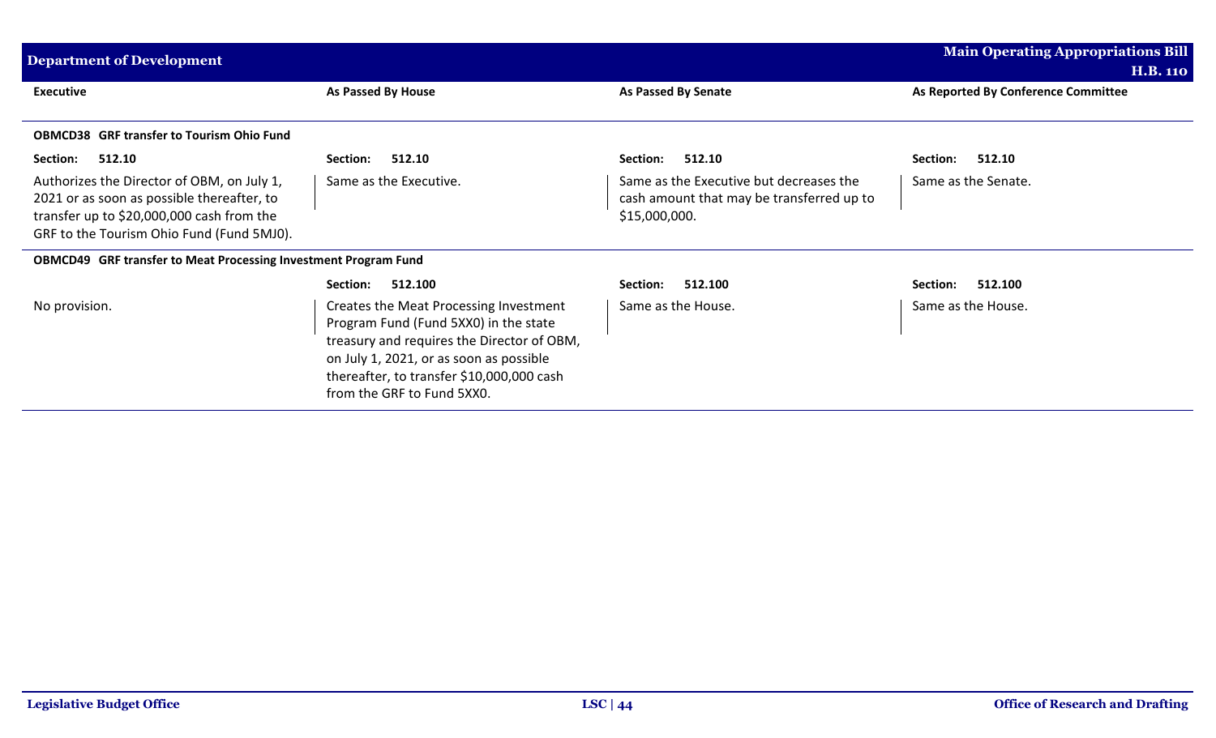## Department of Development

**Main Operating Appropriations Bill H.B. 110**

| Executive | As Passed By House | As Passed By Senate | As Reported By Conference Committee |
|---|---|---|---|
| **OBMCD38 GRF transfer to Tourism Ohio Fund** | | | |
| **Section: 512.10** | **Section: 512.10** | **Section: 512.10** | **Section: 512.10** |
| Authorizes the Director of OBM, on July 1, 2021 or as soon as possible thereafter, to transfer up to $20,000,000 cash from the GRF to the Tourism Ohio Fund (Fund 5MJ0). | Same as the Executive. | Same as the Executive but decreases the cash amount that may be transferred up to $15,000,000. | Same as the Senate. |
| **OBMCD49 GRF transfer to Meat Processing Investment Program Fund** | | | |
| | **Section: 512.100** | **Section: 512.100** | **Section: 512.100** |
| No provision. | Creates the Meat Processing Investment Program Fund (Fund 5XX0) in the state treasury and requires the Director of OBM, on July 1, 2021, or as soon as possible thereafter, to transfer $10,000,000 cash from the GRF to Fund 5XX0. | Same as the House. | Same as the House. |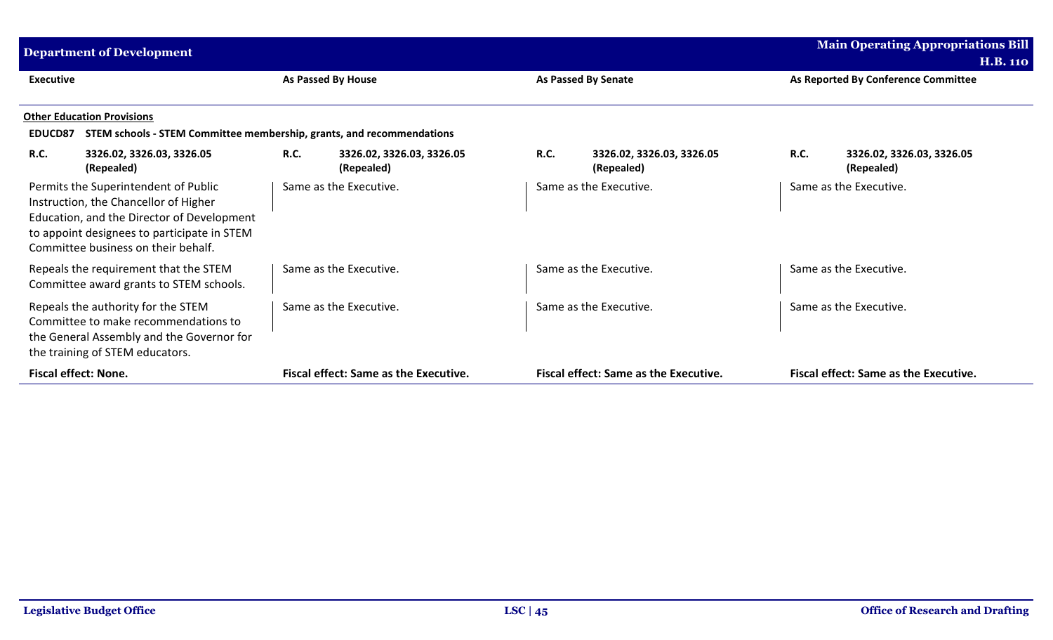| Executive | As Passed By House | As Passed By Senate | As Reported By Conference Committee |
|---|---|---|---|

**Other Education Provisions**

**EDUCD87 STEM schools - STEM Committee membership, grants, and recommendations**

| Executive | As Passed By House | As Passed By Senate | As Reported By Conference Committee |
|---|---|---|---|
| **R.C. 3326.02, 3326.03, 3326.05 (Repealed)** | **R.C. 3326.02, 3326.03, 3326.05 (Repealed)** | **R.C. 3326.02, 3326.03, 3326.05 (Repealed)** | **R.C. 3326.02, 3326.03, 3326.05 (Repealed)** |
| Permits the Superintendent of Public Instruction, the Chancellor of Higher Education, and the Director of Development to appoint designees to participate in STEM Committee business on their behalf. | Same as the Executive. | Same as the Executive. | Same as the Executive. |
| Repeals the requirement that the STEM Committee award grants to STEM schools. | Same as the Executive. | Same as the Executive. | Same as the Executive. |
| Repeals the authority for the STEM Committee to make recommendations to the General Assembly and the Governor for the training of STEM educators. | Same as the Executive. | Same as the Executive. | Same as the Executive. |
| **Fiscal effect: None.** | **Fiscal effect: Same as the Executive.** | **Fiscal effect: Same as the Executive.** | **Fiscal effect: Same as the Executive.** |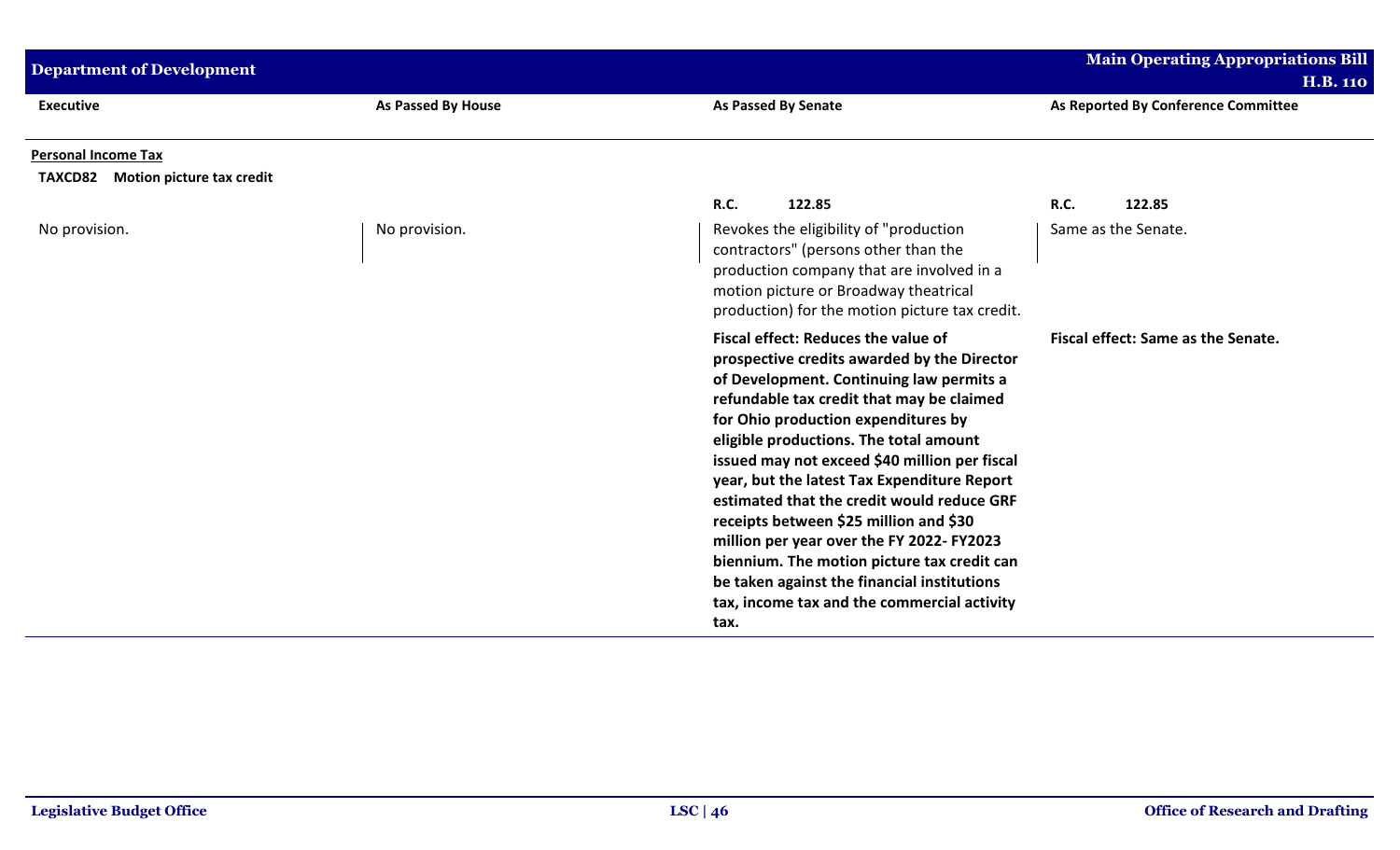| Executive | As Passed By House | As Passed By Senate | As Reported By Conference Committee |
|---|---|---|---|
| **Personal Income Tax** | | | |
| **TAXCD82 Motion picture tax credit** | | | |
| | | **R.C. 122.85** | **R.C. 122.85** |
| No provision. | No provision. | Revokes the eligibility of "production contractors" (persons other than the production company that are involved in a motion picture or Broadway theatrical production) for the motion picture tax credit. | Same as the Senate. |
| | | **Fiscal effect: Reduces the value of prospective credits awarded by the Director of Development. Continuing law permits a refundable tax credit that may be claimed for Ohio production expenditures by eligible productions. The total amount issued may not exceed $40 million per fiscal year, but the latest Tax Expenditure Report estimated that the credit would reduce GRF receipts between $25 million and $30 million per year over the FY 2022- FY2023 biennium. The motion picture tax credit can be taken against the financial institutions tax, income tax and the commercial activity tax.** | **Fiscal effect: Same as the Senate.** |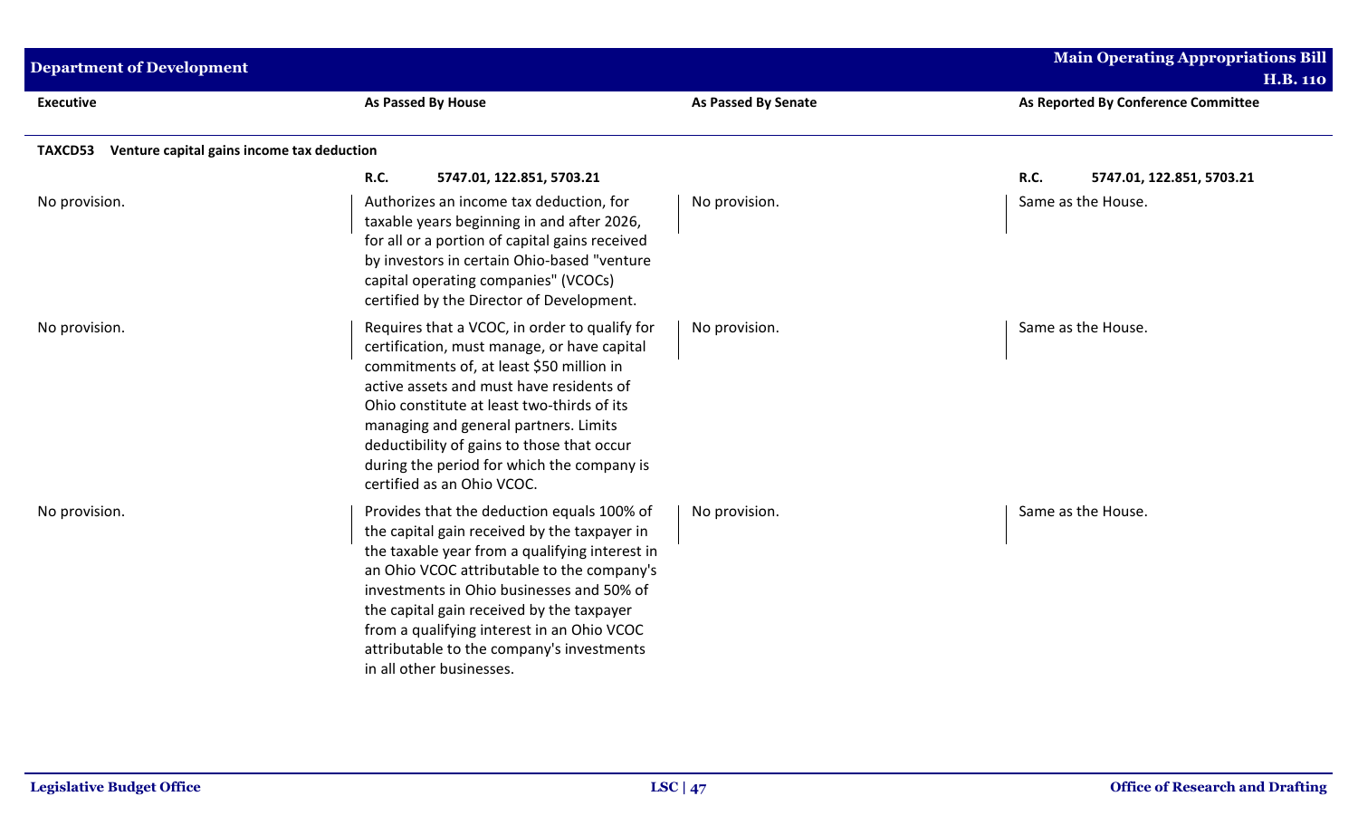| Executive | As Passed By House | As Passed By Senate | As Reported By Conference Committee |
|---|---|---|---|
| **TAXCD53 Venture capital gains income tax deduction** | | | |
| | **R.C. 5747.01, 122.851, 5703.21** | | **R.C. 5747.01, 122.851, 5703.21** |
| No provision. | Authorizes an income tax deduction, for taxable years beginning in and after 2026, for all or a portion of capital gains received by investors in certain Ohio-based "venture capital operating companies" (VCOCs) certified by the Director of Development. | No provision. | Same as the House. |
| No provision. | Requires that a VCOC, in order to qualify for certification, must manage, or have capital commitments of, at least $50 million in active assets and must have residents of Ohio constitute at least two-thirds of its managing and general partners. Limits deductibility of gains to those that occur during the period for which the company is certified as an Ohio VCOC. | No provision. | Same as the House. |
| No provision. | Provides that the deduction equals 100% of the capital gain received by the taxpayer in the taxable year from a qualifying interest in an Ohio VCOC attributable to the company's investments in Ohio businesses and 50% of the capital gain received by the taxpayer from a qualifying interest in an Ohio VCOC attributable to the company's investments in all other businesses. | No provision. | Same as the House. |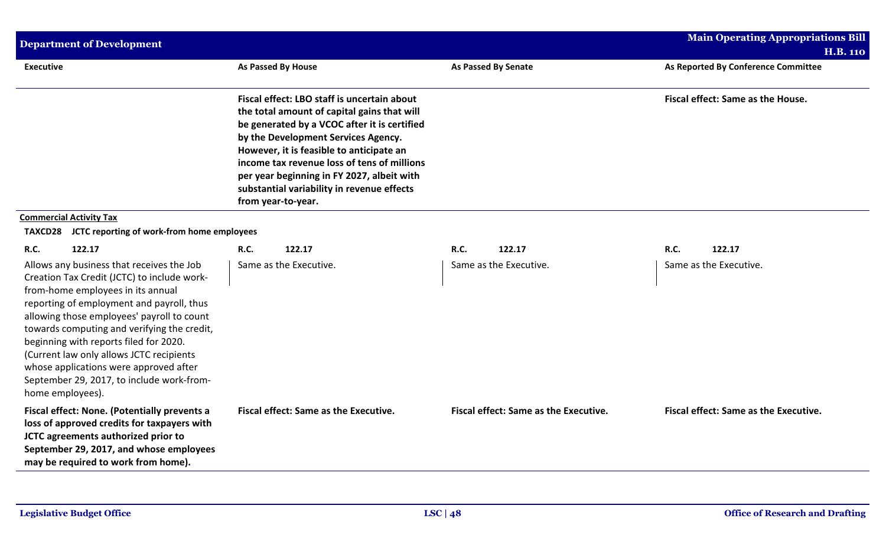| Executive | As Passed By House | As Passed By Senate | As Reported By Conference Committee |
|---|---|---|---|
| | **Fiscal effect: LBO staff is uncertain about the total amount of capital gains that will be generated by a VCOC after it is certified by the Development Services Agency. However, it is feasible to anticipate an income tax revenue loss of tens of millions per year beginning in FY 2027, albeit with substantial variability in revenue effects from year-to-year.** | | **Fiscal effect: Same as the House.** |

**Commercial Activity Tax**

**TAXCD28 JCTC reporting of work-from home employees**

| Executive | As Passed By House | As Passed By Senate | As Reported By Conference Committee |
|---|---|---|---|
| **R.C. 122.17** | **R.C. 122.17** | **R.C. 122.17** | **R.C. 122.17** |
| Allows any business that receives the Job Creation Tax Credit (JCTC) to include work-from-home employees in its annual reporting of employment and payroll, thus allowing those employees' payroll to count towards computing and verifying the credit, beginning with reports filed for 2020. (Current law only allows JCTC recipients whose applications were approved after September 29, 2017, to include work-from-home employees). | Same as the Executive. | Same as the Executive. | Same as the Executive. |
| **Fiscal effect: None. (Potentially prevents a loss of approved credits for taxpayers with JCTC agreements authorized prior to September 29, 2017, and whose employees may be required to work from home).** | **Fiscal effect: Same as the Executive.** | **Fiscal effect: Same as the Executive.** | **Fiscal effect: Same as the Executive.** |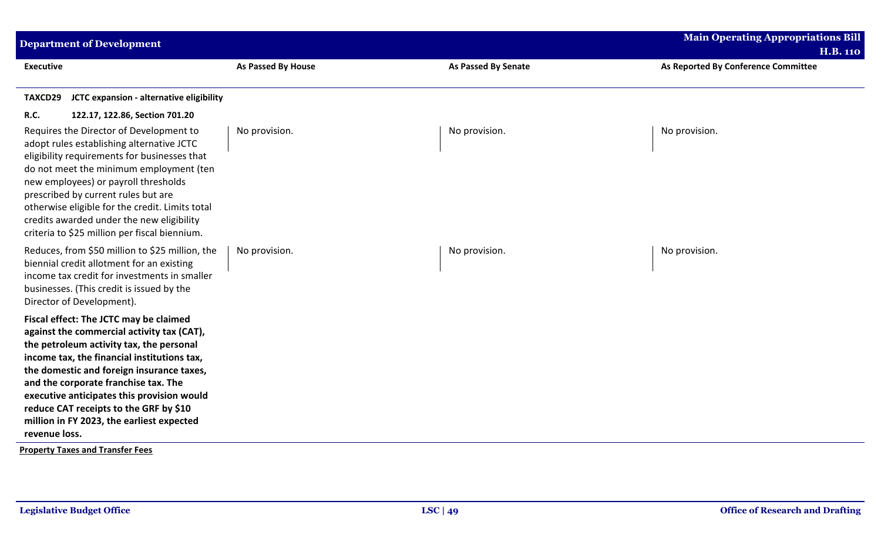| Executive | As Passed By House | As Passed By Senate | As Reported By Conference Committee |
|---|---|---|---|
| **TAXCD29 JCTC expansion - alternative eligibility** | | | |
| **R.C. 122.17, 122.86, Section 701.20** | | | |
| Requires the Director of Development to adopt rules establishing alternative JCTC eligibility requirements for businesses that do not meet the minimum employment (ten new employees) or payroll thresholds prescribed by current rules but are otherwise eligible for the credit. Limits total credits awarded under the new eligibility criteria to $25 million per fiscal biennium. | No provision. | No provision. | No provision. |
| Reduces, from $50 million to $25 million, the biennial credit allotment for an existing income tax credit for investments in smaller businesses. (This credit is issued by the Director of Development). | No provision. | No provision. | No provision. |
| **Fiscal effect: The JCTC may be claimed against the commercial activity tax (CAT), the petroleum activity tax, the personal income tax, the financial institutions tax, the domestic and foreign insurance taxes, and the corporate franchise tax. The executive anticipates this provision would reduce CAT receipts to the GRF by $10 million in FY 2023, the earliest expected revenue loss.** | | | |

**Property Taxes and Transfer Fees**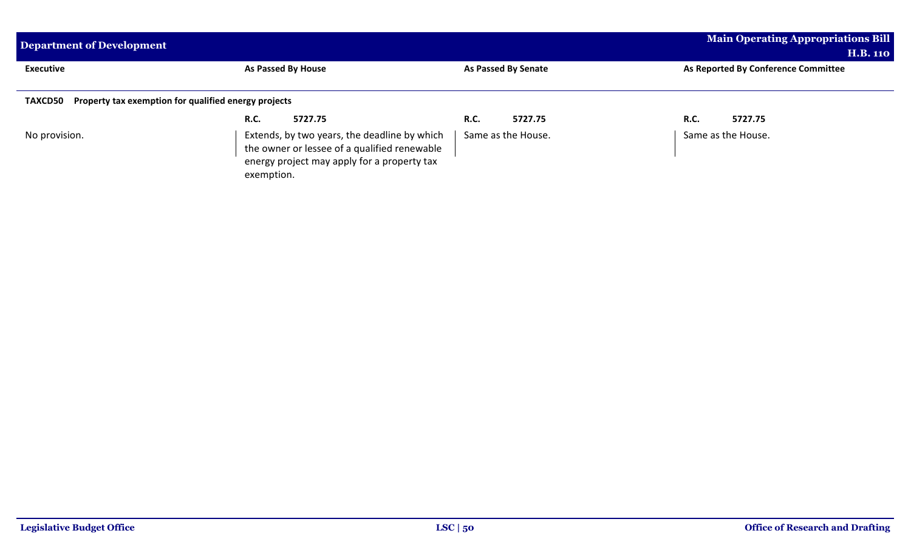| Executive | As Passed By House | As Passed By Senate | As Reported By Conference Committee |
|---|---|---|---|
| **TAXCD50 Property tax exemption for qualified energy projects** | | | |
| | **R.C. 5727.75** | **R.C. 5727.75** | **R.C. 5727.75** |
| No provision. | Extends, by two years, the deadline by which the owner or lessee of a qualified renewable energy project may apply for a property tax exemption. | Same as the House. | Same as the House. |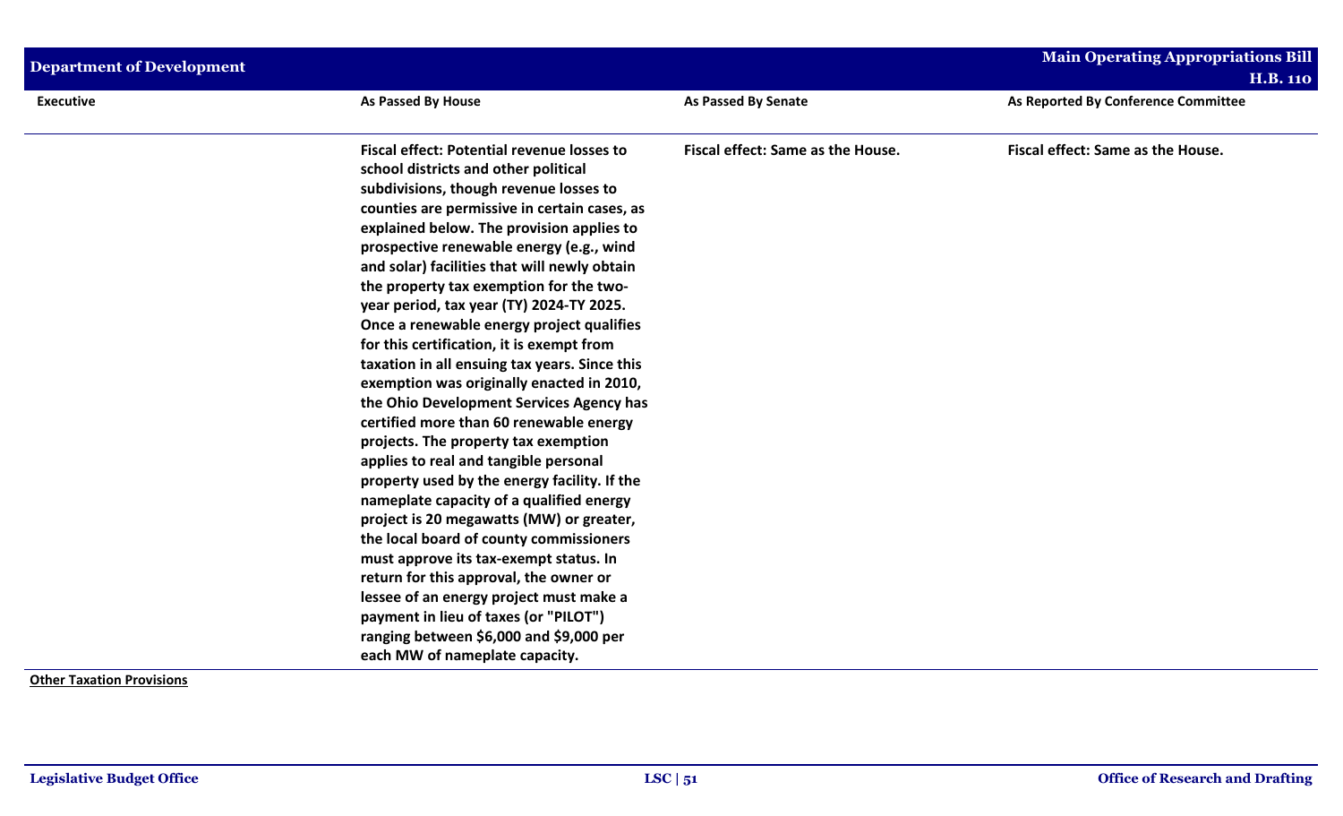| Executive | As Passed By House | As Passed By Senate | As Reported By Conference Committee |
|---|---|---|---|
| | **Fiscal effect: Potential revenue losses to school districts and other political subdivisions, though revenue losses to counties are permissive in certain cases, as explained below. The provision applies to prospective renewable energy (e.g., wind and solar) facilities that will newly obtain the property tax exemption for the two-year period, tax year (TY) 2024-TY 2025. Once a renewable energy project qualifies for this certification, it is exempt from taxation in all ensuing tax years. Since this exemption was originally enacted in 2010, the Ohio Development Services Agency has certified more than 60 renewable energy projects. The property tax exemption applies to real and tangible personal property used by the energy facility. If the nameplate capacity of a qualified energy project is 20 megawatts (MW) or greater, the local board of county commissioners must approve its tax-exempt status. In return for this approval, the owner or lessee of an energy project must make a payment in lieu of taxes (or "PILOT") ranging between $6,000 and $9,000 per each MW of nameplate capacity.** | **Fiscal effect: Same as the House.** | **Fiscal effect: Same as the House.** |

**Other Taxation Provisions**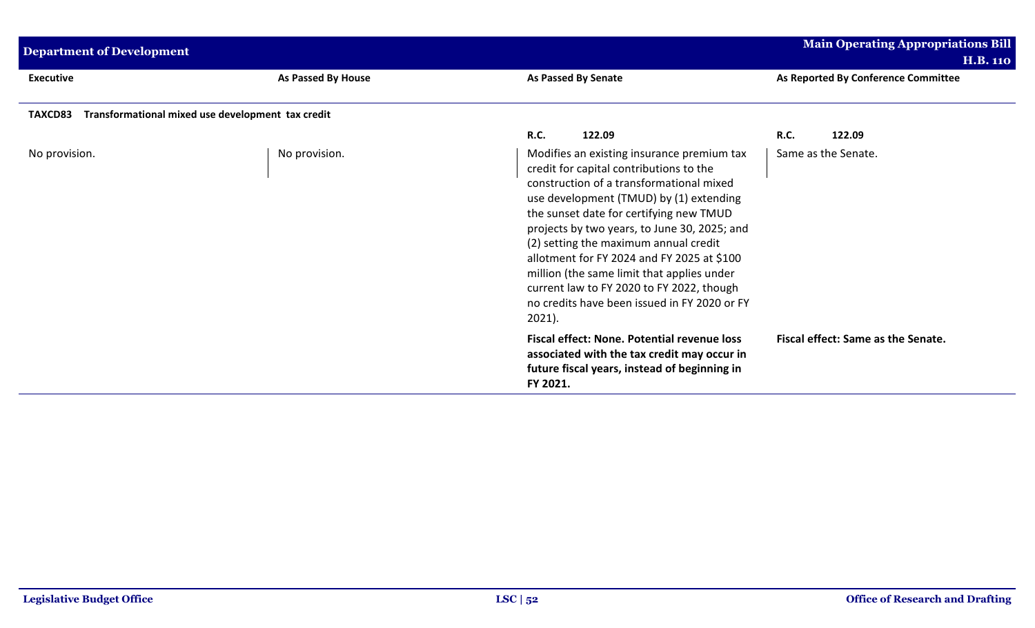| Executive | As Passed By House | As Passed By Senate | As Reported By Conference Committee |
|---|---|---|---|
| **TAXCD83 Transformational mixed use development tax credit** | | | |
| | | **R.C. 122.09** | **R.C. 122.09** |
| No provision. | No provision. | Modifies an existing insurance premium tax credit for capital contributions to the construction of a transformational mixed use development (TMUD) by (1) extending the sunset date for certifying new TMUD projects by two years, to June 30, 2025; and (2) setting the maximum annual credit allotment for FY 2024 and FY 2025 at $100 million (the same limit that applies under current law to FY 2020 to FY 2022, though no credits have been issued in FY 2020 or FY 2021). | Same as the Senate. |
| | | **Fiscal effect: None. Potential revenue loss associated with the tax credit may occur in future fiscal years, instead of beginning in FY 2021.** | **Fiscal effect: Same as the Senate.** |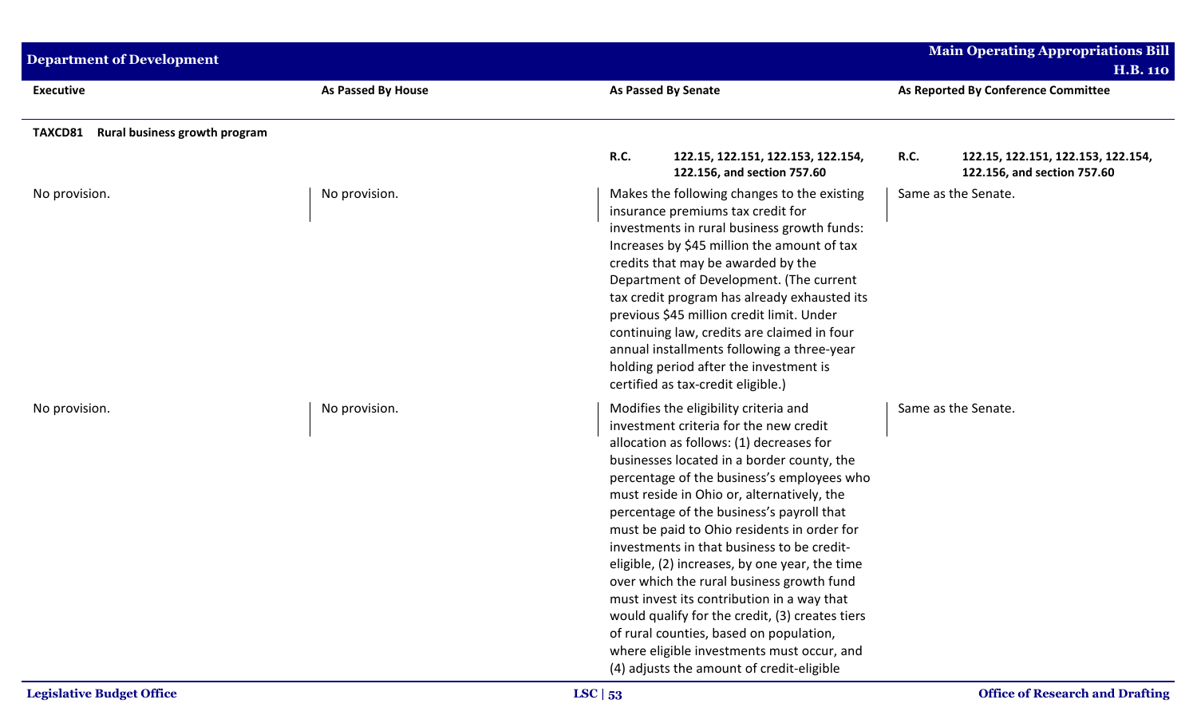| Executive | As Passed By House | As Passed By Senate | As Reported By Conference Committee |
|---|---|---|---|
| **TAXCD81 Rural business growth program** | | | |
| | | **R.C. 122.15, 122.151, 122.153, 122.154, 122.156, and section 757.60** | **R.C. 122.15, 122.151, 122.153, 122.154, 122.156, and section 757.60** |
| No provision. | No provision. | Makes the following changes to the existing insurance premiums tax credit for investments in rural business growth funds: Increases by $45 million the amount of tax credits that may be awarded by the Department of Development. (The current tax credit program has already exhausted its previous $45 million credit limit. Under continuing law, credits are claimed in four annual installments following a three-year holding period after the investment is certified as tax-credit eligible.) | Same as the Senate. |
| No provision. | No provision. | Modifies the eligibility criteria and investment criteria for the new credit allocation as follows: (1) decreases for businesses located in a border county, the percentage of the business's employees who must reside in Ohio or, alternatively, the percentage of the business's payroll that must be paid to Ohio residents in order for investments in that business to be credit-eligible, (2) increases, by one year, the time over which the rural business growth fund must invest its contribution in a way that would qualify for the credit, (3) creates tiers of rural counties, based on population, where eligible investments must occur, and (4) adjusts the amount of credit-eligible | Same as the Senate. |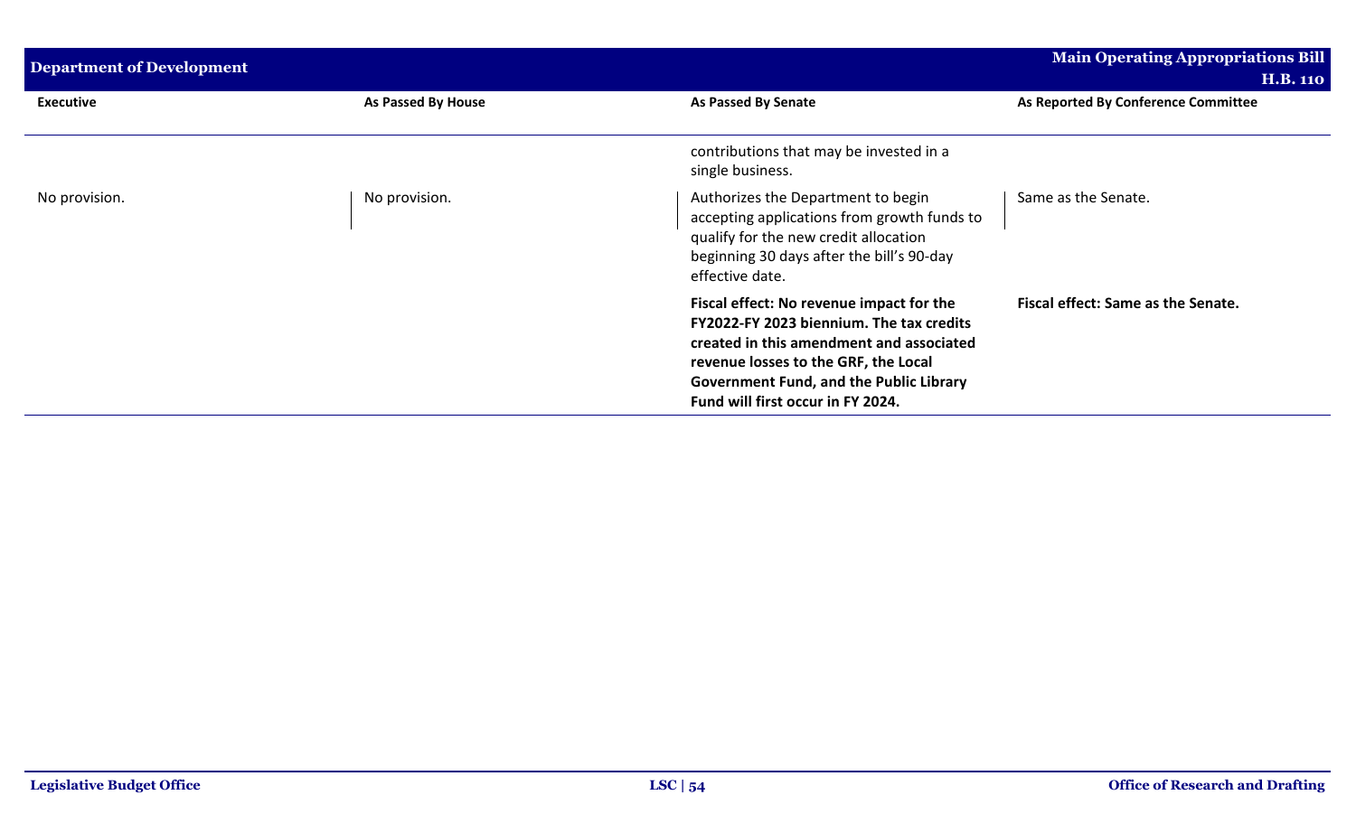| Executive | As Passed By House | As Passed By Senate | As Reported By Conference Committee |
|---|---|---|---|
| | | contributions that may be invested in a single business. | |
| No provision. | No provision. | Authorizes the Department to begin accepting applications from growth funds to qualify for the new credit allocation beginning 30 days after the bill's 90-day effective date. | Same as the Senate. |
| | | **Fiscal effect: No revenue impact for the FY2022-FY 2023 biennium. The tax credits created in this amendment and associated revenue losses to the GRF, the Local Government Fund, and the Public Library Fund will first occur in FY 2024.** | **Fiscal effect: Same as the Senate.** |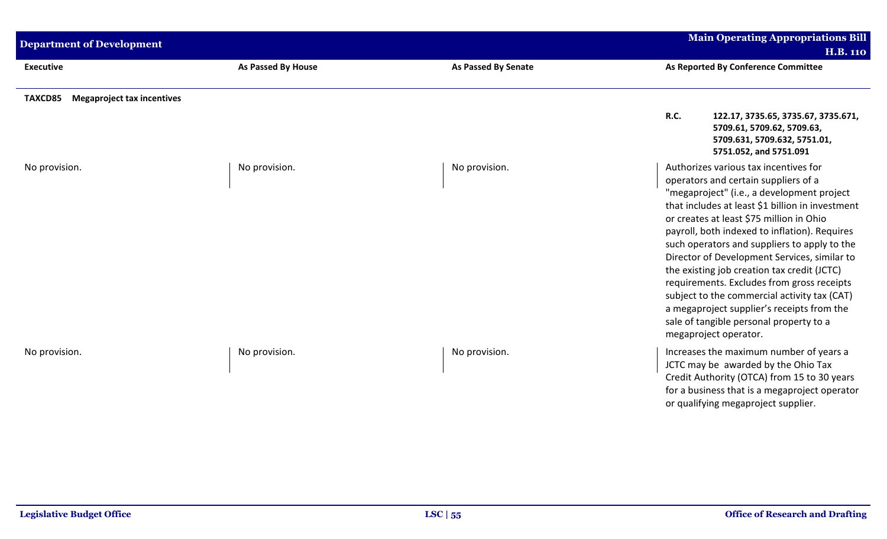| Executive | As Passed By House | As Passed By Senate | As Reported By Conference Committee |
|---|---|---|---|
| **TAXCD85 Megaproject tax incentives** | | | |
| | | | **R.C. 122.17, 3735.65, 3735.67, 3735.671, 5709.61, 5709.62, 5709.63, 5709.631, 5709.632, 5751.01, 5751.052, and 5751.091** |
| No provision. | No provision. | No provision. | Authorizes various tax incentives for operators and certain suppliers of a "megaproject" (i.e., a development project that includes at least $1 billion in investment or creates at least $75 million in Ohio payroll, both indexed to inflation). Requires such operators and suppliers to apply to the Director of Development Services, similar to the existing job creation tax credit (JCTC) requirements. Excludes from gross receipts subject to the commercial activity tax (CAT) a megaproject supplier's receipts from the sale of tangible personal property to a megaproject operator. |
| No provision. | No provision. | No provision. | Increases the maximum number of years a JCTC may be awarded by the Ohio Tax Credit Authority (OTCA) from 15 to 30 years for a business that is a megaproject operator or qualifying megaproject supplier. |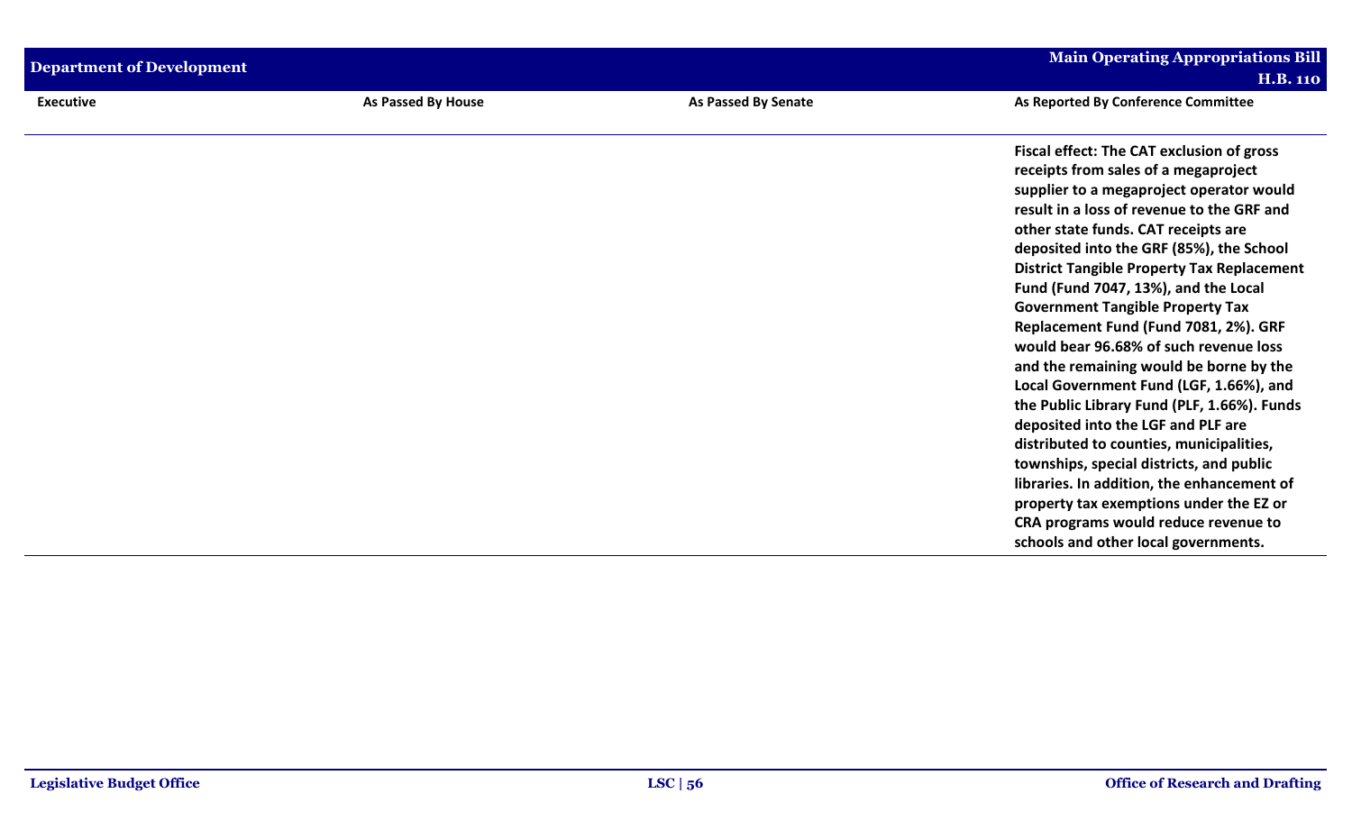| Executive | As Passed By House | As Passed By Senate | As Reported By Conference Committee |
|---|---|---|---|
| | | | **Fiscal effect: The CAT exclusion of gross receipts from sales of a megaproject supplier to a megaproject operator would result in a loss of revenue to the GRF and other state funds. CAT receipts are deposited into the GRF (85%), the School District Tangible Property Tax Replacement Fund (Fund 7047, 13%), and the Local Government Tangible Property Tax Replacement Fund (Fund 7081, 2%). GRF would bear 96.68% of such revenue loss and the remaining would be borne by the Local Government Fund (LGF, 1.66%), and the Public Library Fund (PLF, 1.66%). Funds deposited into the LGF and PLF are distributed to counties, municipalities, townships, special districts, and public libraries. In addition, the enhancement of property tax exemptions under the EZ or CRA programs would reduce revenue to schools and other local governments.** |